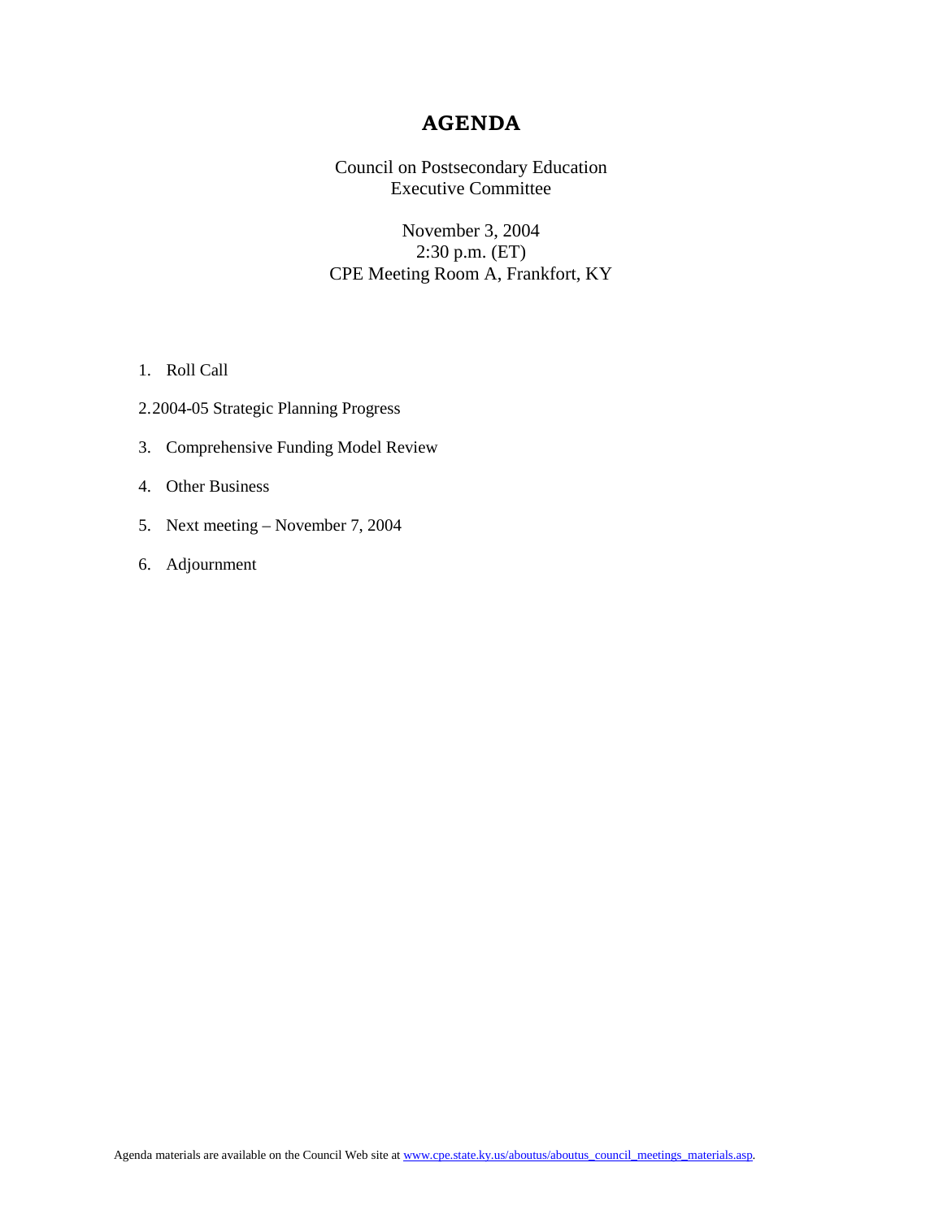# AGENDA

Council on Postsecondary Education
Executive Committee

November 3, 2004
2:30 p.m. (ET)
CPE Meeting Room A, Frankfort, KY

1. Roll Call
2. 2004-05 Strategic Planning Progress
3. Comprehensive Funding Model Review
4. Other Business
5. Next meeting – November 7, 2004
6. Adjournment

Agenda materials are available on the Council Web site at www.cpe.state.ky.us/aboutus/aboutus_council_meetings_materials.asp.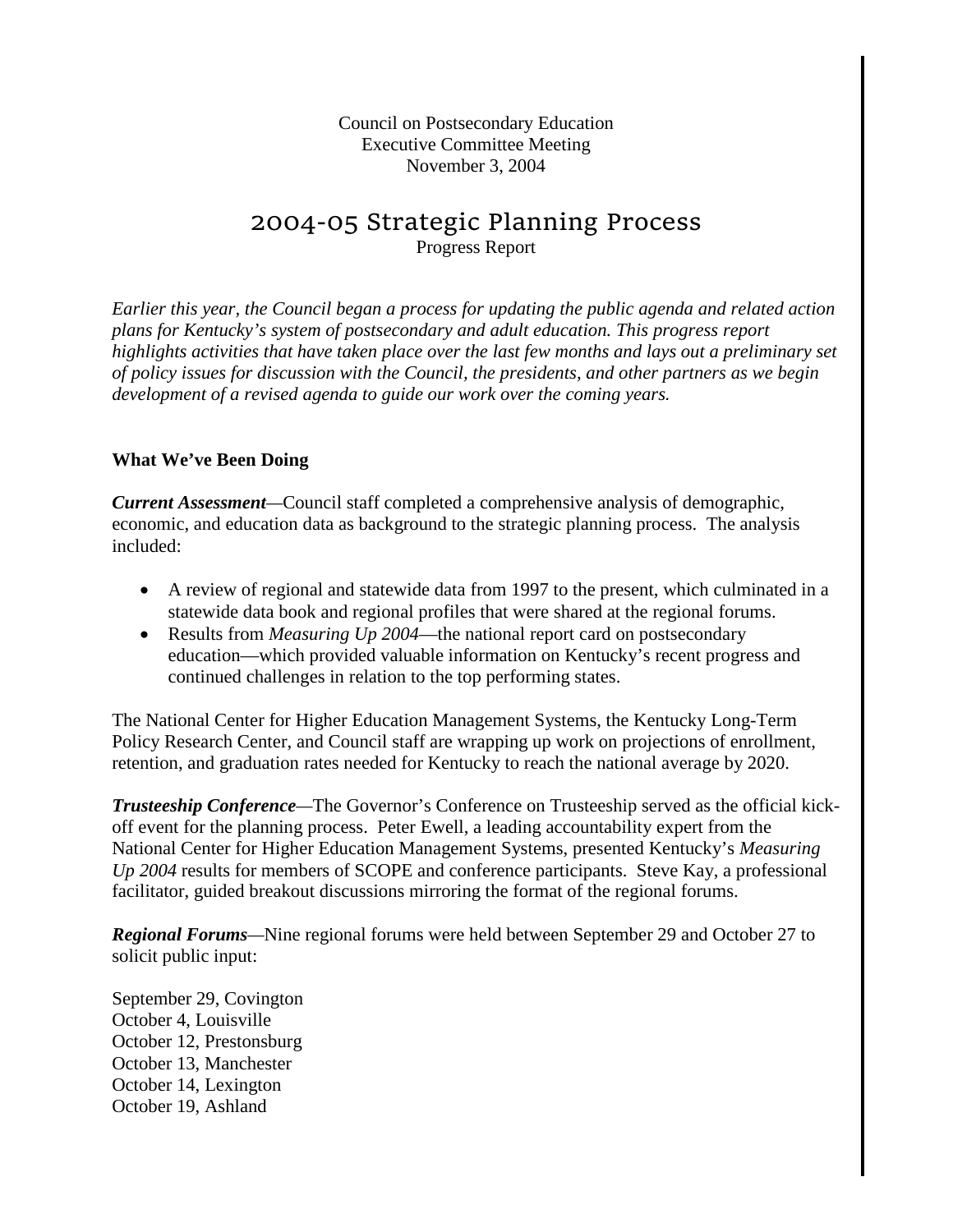Council on Postsecondary Education
Executive Committee Meeting
November 3, 2004

# 2004-05 Strategic Planning Process

Progress Report

*Earlier this year, the Council began a process for updating the public agenda and related action plans for Kentucky's system of postsecondary and adult education. This progress report highlights activities that have taken place over the last few months and lays out a preliminary set of policy issues for discussion with the Council, the presidents, and other partners as we begin development of a revised agenda to guide our work over the coming years.*

**What We've Been Doing**

***Current Assessment***—Council staff completed a comprehensive analysis of demographic, economic, and education data as background to the strategic planning process. The analysis included:

- A review of regional and statewide data from 1997 to the present, which culminated in a statewide data book and regional profiles that were shared at the regional forums.
- Results from *Measuring Up 2004*—the national report card on postsecondary education—which provided valuable information on Kentucky's recent progress and continued challenges in relation to the top performing states.

The National Center for Higher Education Management Systems, the Kentucky Long-Term Policy Research Center, and Council staff are wrapping up work on projections of enrollment, retention, and graduation rates needed for Kentucky to reach the national average by 2020.

***Trusteeship Conference***—The Governor's Conference on Trusteeship served as the official kick-off event for the planning process. Peter Ewell, a leading accountability expert from the National Center for Higher Education Management Systems, presented Kentucky's *Measuring Up 2004* results for members of SCOPE and conference participants. Steve Kay, a professional facilitator, guided breakout discussions mirroring the format of the regional forums.

***Regional Forums***—Nine regional forums were held between September 29 and October 27 to solicit public input:

September 29, Covington
October 4, Louisville
October 12, Prestonsburg
October 13, Manchester
October 14, Lexington
October 19, Ashland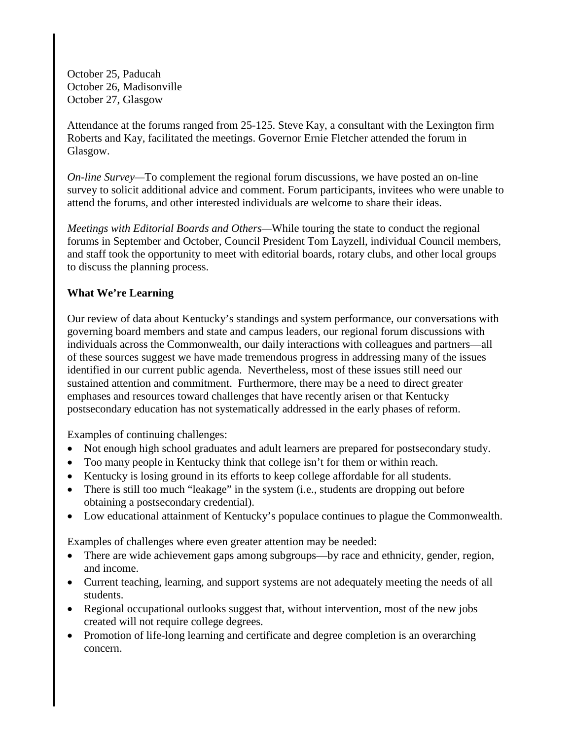October 25, Paducah
October 26, Madisonville
October 27, Glasgow

Attendance at the forums ranged from 25-125. Steve Kay, a consultant with the Lexington firm Roberts and Kay, facilitated the meetings. Governor Ernie Fletcher attended the forum in Glasgow.

*On-line Survey*—To complement the regional forum discussions, we have posted an on-line survey to solicit additional advice and comment. Forum participants, invitees who were unable to attend the forums, and other interested individuals are welcome to share their ideas.

*Meetings with Editorial Boards and Others*—While touring the state to conduct the regional forums in September and October, Council President Tom Layzell, individual Council members, and staff took the opportunity to meet with editorial boards, rotary clubs, and other local groups to discuss the planning process.

**What We're Learning**

Our review of data about Kentucky's standings and system performance, our conversations with governing board members and state and campus leaders, our regional forum discussions with individuals across the Commonwealth, our daily interactions with colleagues and partners—all of these sources suggest we have made tremendous progress in addressing many of the issues identified in our current public agenda. Nevertheless, most of these issues still need our sustained attention and commitment. Furthermore, there may be a need to direct greater emphases and resources toward challenges that have recently arisen or that Kentucky postsecondary education has not systematically addressed in the early phases of reform.

Examples of continuing challenges:

- Not enough high school graduates and adult learners are prepared for postsecondary study.
- Too many people in Kentucky think that college isn't for them or within reach.
- Kentucky is losing ground in its efforts to keep college affordable for all students.
- There is still too much "leakage" in the system (i.e., students are dropping out before obtaining a postsecondary credential).
- Low educational attainment of Kentucky's populace continues to plague the Commonwealth.

Examples of challenges where even greater attention may be needed:

- There are wide achievement gaps among subgroups—by race and ethnicity, gender, region, and income.
- Current teaching, learning, and support systems are not adequately meeting the needs of all students.
- Regional occupational outlooks suggest that, without intervention, most of the new jobs created will not require college degrees.
- Promotion of life-long learning and certificate and degree completion is an overarching concern.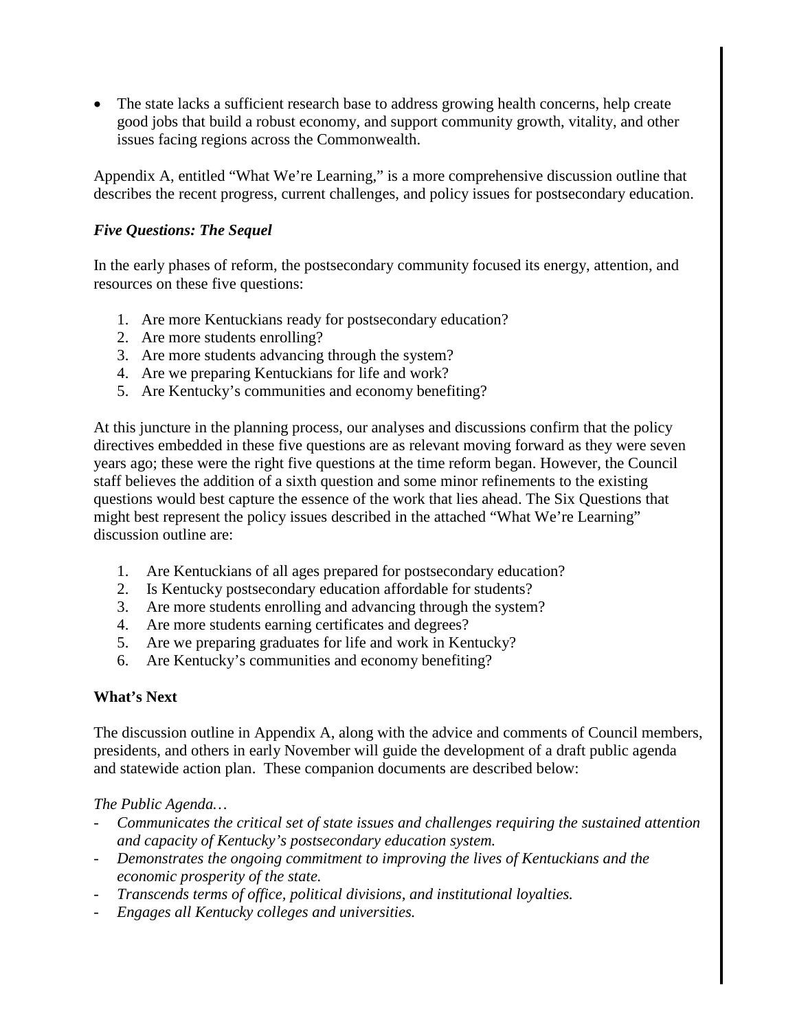- The state lacks a sufficient research base to address growing health concerns, help create good jobs that build a robust economy, and support community growth, vitality, and other issues facing regions across the Commonwealth.

Appendix A, entitled "What We're Learning," is a more comprehensive discussion outline that describes the recent progress, current challenges, and policy issues for postsecondary education.

### *Five Questions: The Sequel*

In the early phases of reform, the postsecondary community focused its energy, attention, and resources on these five questions:

1. Are more Kentuckians ready for postsecondary education?
2. Are more students enrolling?
3. Are more students advancing through the system?
4. Are we preparing Kentuckians for life and work?
5. Are Kentucky's communities and economy benefiting?

At this juncture in the planning process, our analyses and discussions confirm that the policy directives embedded in these five questions are as relevant moving forward as they were seven years ago; these were the right five questions at the time reform began. However, the Council staff believes the addition of a sixth question and some minor refinements to the existing questions would best capture the essence of the work that lies ahead. The Six Questions that might best represent the policy issues described in the attached "What We're Learning" discussion outline are:

1. Are Kentuckians of all ages prepared for postsecondary education?
2. Is Kentucky postsecondary education affordable for students?
3. Are more students enrolling and advancing through the system?
4. Are more students earning certificates and degrees?
5. Are we preparing graduates for life and work in Kentucky?
6. Are Kentucky's communities and economy benefiting?

### What's Next

The discussion outline in Appendix A, along with the advice and comments of Council members, presidents, and others in early November will guide the development of a draft public agenda and statewide action plan. These companion documents are described below:

*The Public Agenda…*

- *Communicates the critical set of state issues and challenges requiring the sustained attention and capacity of Kentucky's postsecondary education system.*
- *Demonstrates the ongoing commitment to improving the lives of Kentuckians and the economic prosperity of the state.*
- *Transcends terms of office, political divisions, and institutional loyalties.*
- *Engages all Kentucky colleges and universities.*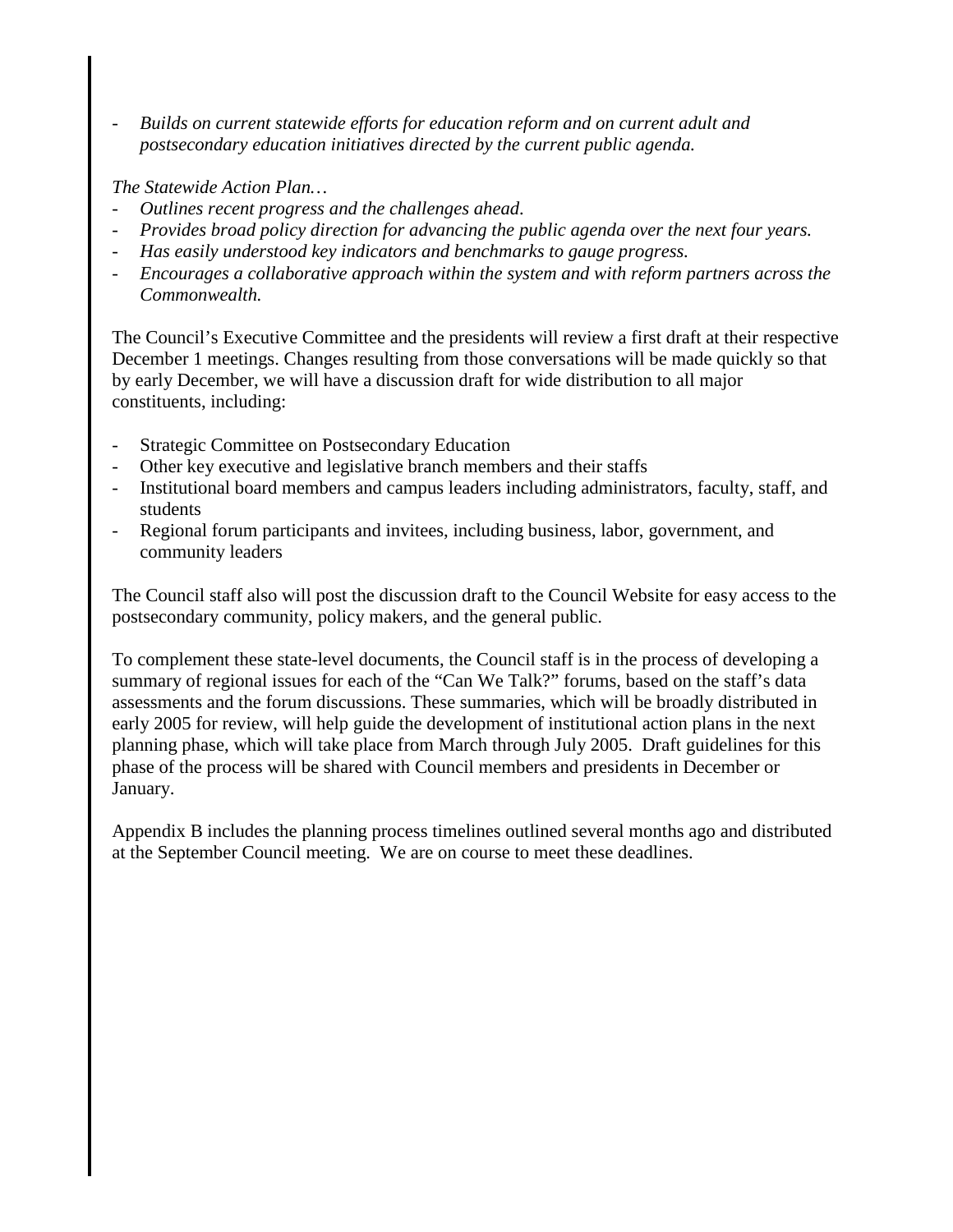- *Builds on current statewide efforts for education reform and on current adult and postsecondary education initiatives directed by the current public agenda.*

*The Statewide Action Plan…*

- *Outlines recent progress and the challenges ahead.*
- *Provides broad policy direction for advancing the public agenda over the next four years.*
- *Has easily understood key indicators and benchmarks to gauge progress.*
- *Encourages a collaborative approach within the system and with reform partners across the Commonwealth.*

The Council's Executive Committee and the presidents will review a first draft at their respective December 1 meetings. Changes resulting from those conversations will be made quickly so that by early December, we will have a discussion draft for wide distribution to all major constituents, including:

- Strategic Committee on Postsecondary Education
- Other key executive and legislative branch members and their staffs
- Institutional board members and campus leaders including administrators, faculty, staff, and students
- Regional forum participants and invitees, including business, labor, government, and community leaders

The Council staff also will post the discussion draft to the Council Website for easy access to the postsecondary community, policy makers, and the general public.

To complement these state-level documents, the Council staff is in the process of developing a summary of regional issues for each of the "Can We Talk?" forums, based on the staff's data assessments and the forum discussions. These summaries, which will be broadly distributed in early 2005 for review, will help guide the development of institutional action plans in the next planning phase, which will take place from March through July 2005. Draft guidelines for this phase of the process will be shared with Council members and presidents in December or January.

Appendix B includes the planning process timelines outlined several months ago and distributed at the September Council meeting. We are on course to meet these deadlines.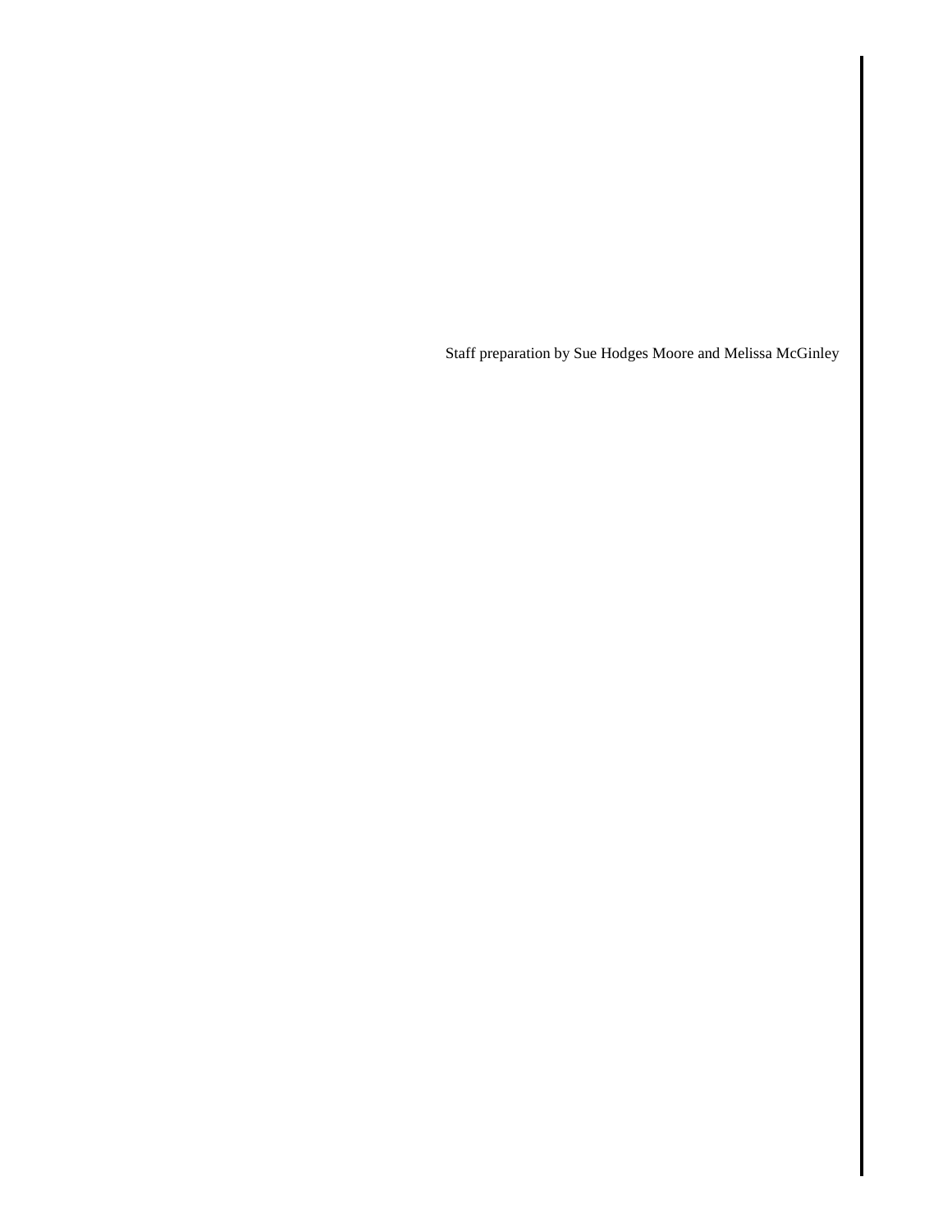Staff preparation by Sue Hodges Moore and Melissa McGinley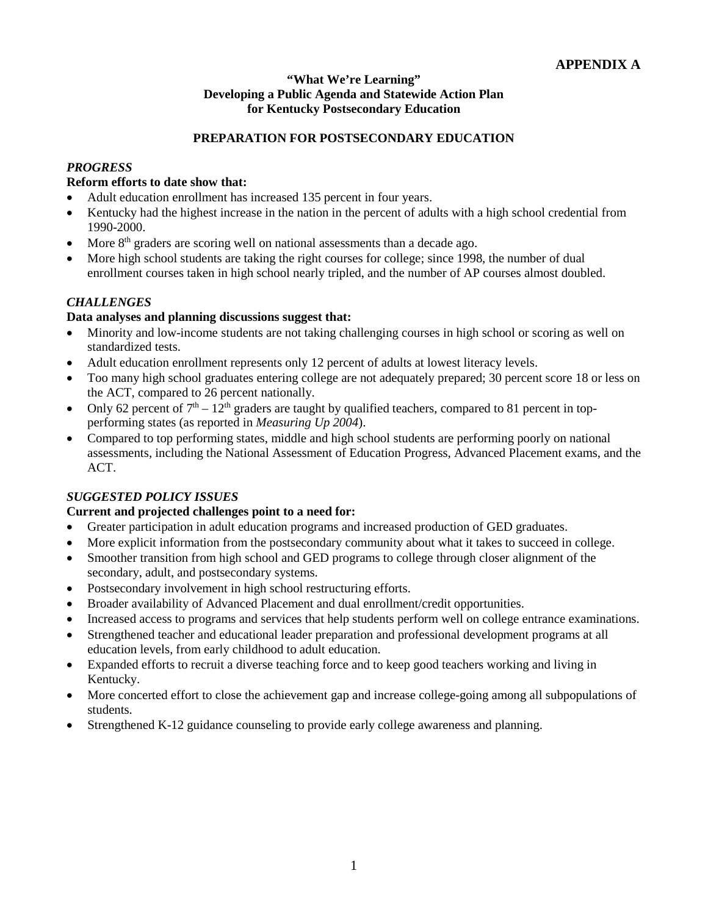**APPENDIX A**

**"What We're Learning"**
**Developing a Public Agenda and Statewide Action Plan**
**for Kentucky Postsecondary Education**

## PREPARATION FOR POSTSECONDARY EDUCATION

### *PROGRESS*

**Reform efforts to date show that:**

- Adult education enrollment has increased 135 percent in four years.
- Kentucky had the highest increase in the nation in the percent of adults with a high school credential from 1990-2000.
- More 8th graders are scoring well on national assessments than a decade ago.
- More high school students are taking the right courses for college; since 1998, the number of dual enrollment courses taken in high school nearly tripled, and the number of AP courses almost doubled.

### *CHALLENGES*

**Data analyses and planning discussions suggest that:**

- Minority and low-income students are not taking challenging courses in high school or scoring as well on standardized tests.
- Adult education enrollment represents only 12 percent of adults at lowest literacy levels.
- Too many high school graduates entering college are not adequately prepared; 30 percent score 18 or less on the ACT, compared to 26 percent nationally.
- Only 62 percent of 7th – 12th graders are taught by qualified teachers, compared to 81 percent in top-performing states (as reported in *Measuring Up 2004*).
- Compared to top performing states, middle and high school students are performing poorly on national assessments, including the National Assessment of Education Progress, Advanced Placement exams, and the ACT.

### *SUGGESTED POLICY ISSUES*

**Current and projected challenges point to a need for:**

- Greater participation in adult education programs and increased production of GED graduates.
- More explicit information from the postsecondary community about what it takes to succeed in college.
- Smoother transition from high school and GED programs to college through closer alignment of the secondary, adult, and postsecondary systems.
- Postsecondary involvement in high school restructuring efforts.
- Broader availability of Advanced Placement and dual enrollment/credit opportunities.
- Increased access to programs and services that help students perform well on college entrance examinations.
- Strengthened teacher and educational leader preparation and professional development programs at all education levels, from early childhood to adult education.
- Expanded efforts to recruit a diverse teaching force and to keep good teachers working and living in Kentucky.
- More concerted effort to close the achievement gap and increase college-going among all subpopulations of students.
- Strengthened K-12 guidance counseling to provide early college awareness and planning.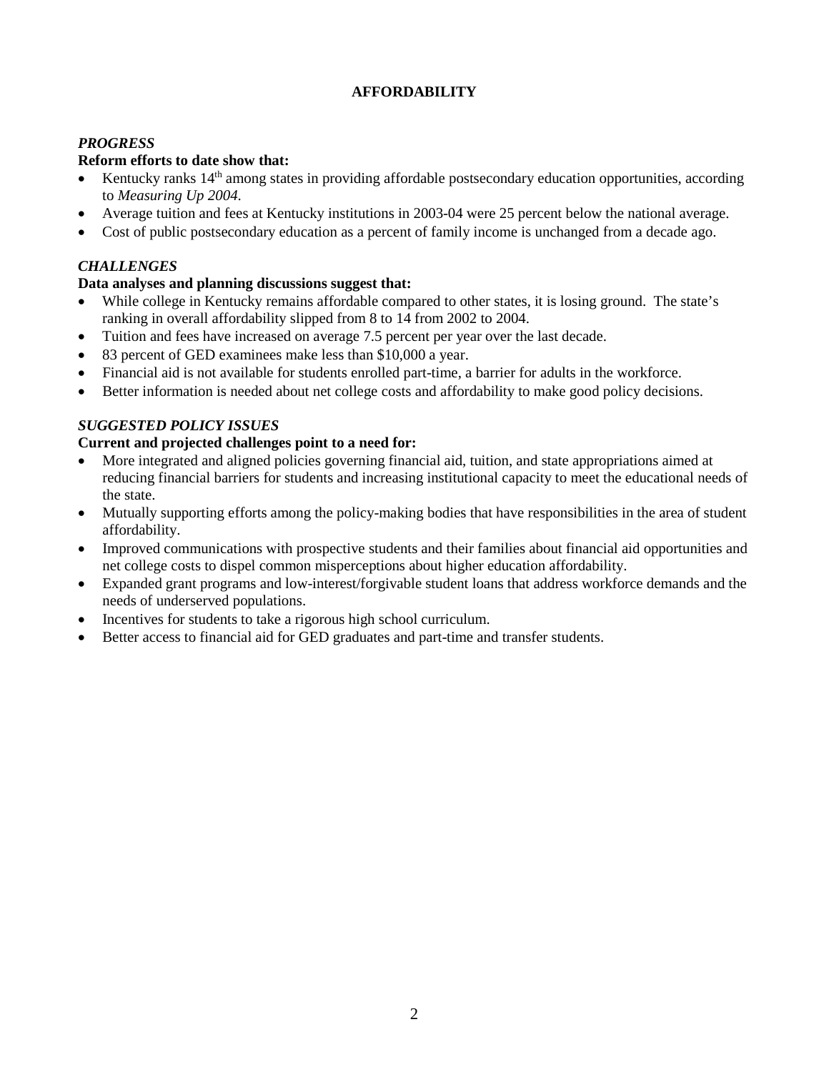# AFFORDABILITY

### *PROGRESS*

**Reform efforts to date show that:**

- Kentucky ranks 14th among states in providing affordable postsecondary education opportunities, according to *Measuring Up 2004*.
- Average tuition and fees at Kentucky institutions in 2003-04 were 25 percent below the national average.
- Cost of public postsecondary education as a percent of family income is unchanged from a decade ago.

### *CHALLENGES*

**Data analyses and planning discussions suggest that:**

- While college in Kentucky remains affordable compared to other states, it is losing ground. The state's ranking in overall affordability slipped from 8 to 14 from 2002 to 2004.
- Tuition and fees have increased on average 7.5 percent per year over the last decade.
- 83 percent of GED examinees make less than $10,000 a year.
- Financial aid is not available for students enrolled part-time, a barrier for adults in the workforce.
- Better information is needed about net college costs and affordability to make good policy decisions.

### *SUGGESTED POLICY ISSUES*

**Current and projected challenges point to a need for:**

- More integrated and aligned policies governing financial aid, tuition, and state appropriations aimed at reducing financial barriers for students and increasing institutional capacity to meet the educational needs of the state.
- Mutually supporting efforts among the policy-making bodies that have responsibilities in the area of student affordability.
- Improved communications with prospective students and their families about financial aid opportunities and net college costs to dispel common misperceptions about higher education affordability.
- Expanded grant programs and low-interest/forgivable student loans that address workforce demands and the needs of underserved populations.
- Incentives for students to take a rigorous high school curriculum.
- Better access to financial aid for GED graduates and part-time and transfer students.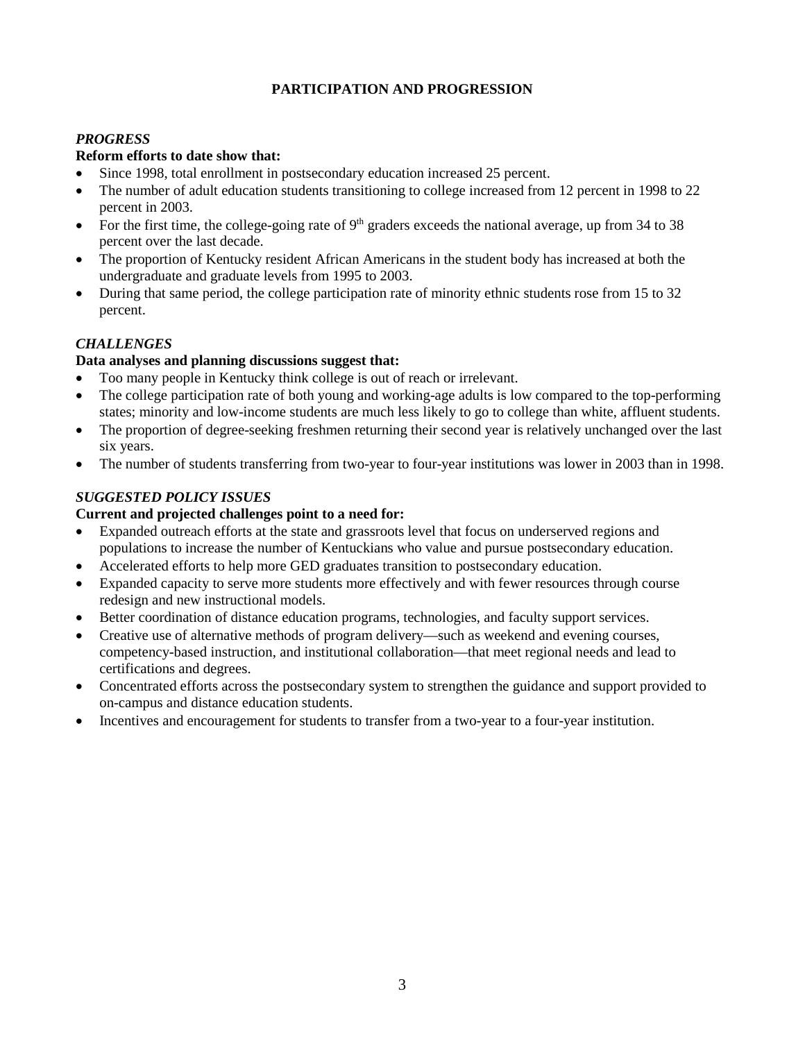## PARTICIPATION AND PROGRESSION

### *PROGRESS*

**Reform efforts to date show that:**

- Since 1998, total enrollment in postsecondary education increased 25 percent.
- The number of adult education students transitioning to college increased from 12 percent in 1998 to 22 percent in 2003.
- For the first time, the college-going rate of 9th graders exceeds the national average, up from 34 to 38 percent over the last decade.
- The proportion of Kentucky resident African Americans in the student body has increased at both the undergraduate and graduate levels from 1995 to 2003.
- During that same period, the college participation rate of minority ethnic students rose from 15 to 32 percent.

### *CHALLENGES*

**Data analyses and planning discussions suggest that:**

- Too many people in Kentucky think college is out of reach or irrelevant.
- The college participation rate of both young and working-age adults is low compared to the top-performing states; minority and low-income students are much less likely to go to college than white, affluent students.
- The proportion of degree-seeking freshmen returning their second year is relatively unchanged over the last six years.
- The number of students transferring from two-year to four-year institutions was lower in 2003 than in 1998.

### *SUGGESTED POLICY ISSUES*

**Current and projected challenges point to a need for:**

- Expanded outreach efforts at the state and grassroots level that focus on underserved regions and populations to increase the number of Kentuckians who value and pursue postsecondary education.
- Accelerated efforts to help more GED graduates transition to postsecondary education.
- Expanded capacity to serve more students more effectively and with fewer resources through course redesign and new instructional models.
- Better coordination of distance education programs, technologies, and faculty support services.
- Creative use of alternative methods of program delivery—such as weekend and evening courses, competency-based instruction, and institutional collaboration—that meet regional needs and lead to certifications and degrees.
- Concentrated efforts across the postsecondary system to strengthen the guidance and support provided to on-campus and distance education students.
- Incentives and encouragement for students to transfer from a two-year to a four-year institution.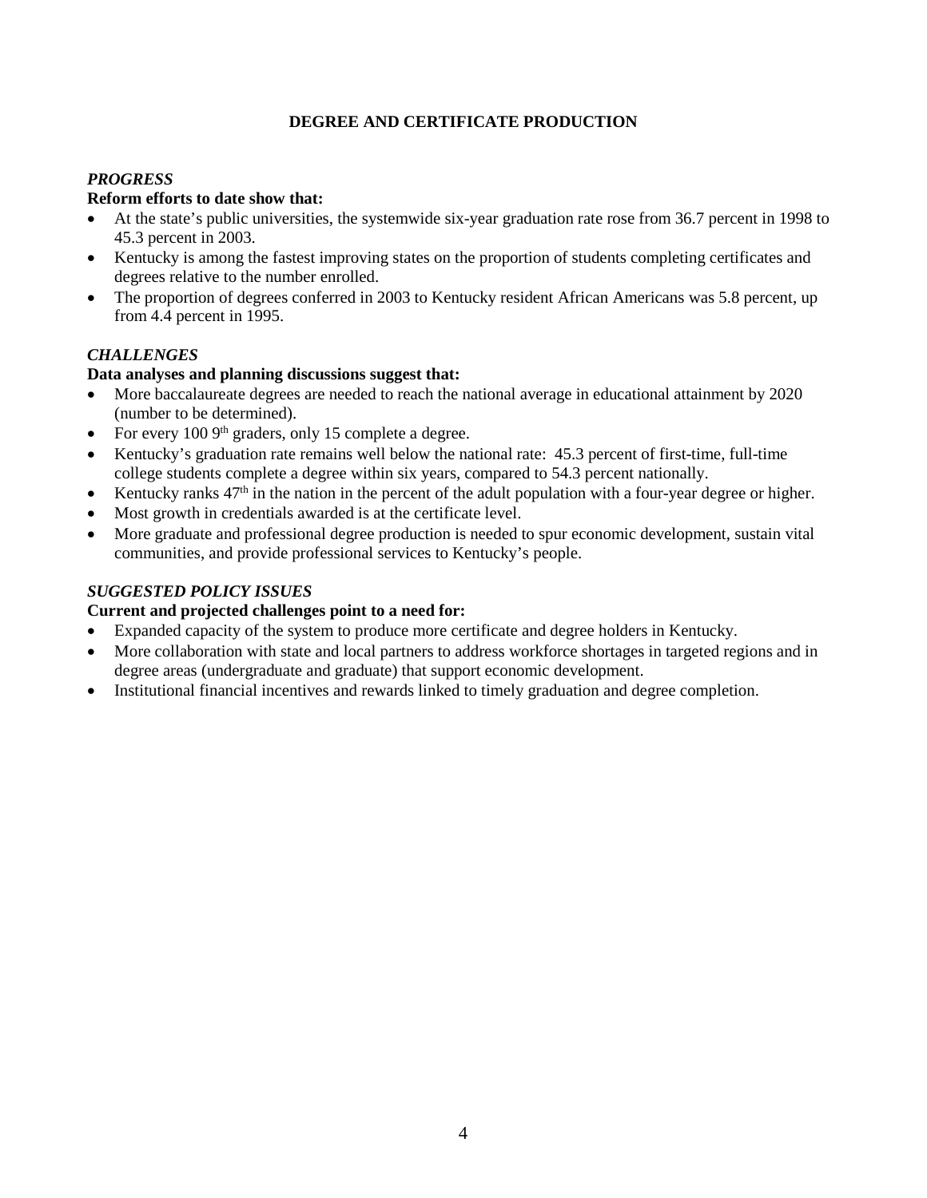## DEGREE AND CERTIFICATE PRODUCTION

### *PROGRESS*

**Reform efforts to date show that:**

- At the state's public universities, the systemwide six-year graduation rate rose from 36.7 percent in 1998 to 45.3 percent in 2003.
- Kentucky is among the fastest improving states on the proportion of students completing certificates and degrees relative to the number enrolled.
- The proportion of degrees conferred in 2003 to Kentucky resident African Americans was 5.8 percent, up from 4.4 percent in 1995.

### *CHALLENGES*

**Data analyses and planning discussions suggest that:**

- More baccalaureate degrees are needed to reach the national average in educational attainment by 2020 (number to be determined).
- For every 100 9th graders, only 15 complete a degree.
- Kentucky's graduation rate remains well below the national rate: 45.3 percent of first-time, full-time college students complete a degree within six years, compared to 54.3 percent nationally.
- Kentucky ranks 47th in the nation in the percent of the adult population with a four-year degree or higher.
- Most growth in credentials awarded is at the certificate level.
- More graduate and professional degree production is needed to spur economic development, sustain vital communities, and provide professional services to Kentucky's people.

### *SUGGESTED POLICY ISSUES*

**Current and projected challenges point to a need for:**

- Expanded capacity of the system to produce more certificate and degree holders in Kentucky.
- More collaboration with state and local partners to address workforce shortages in targeted regions and in degree areas (undergraduate and graduate) that support economic development.
- Institutional financial incentives and rewards linked to timely graduation and degree completion.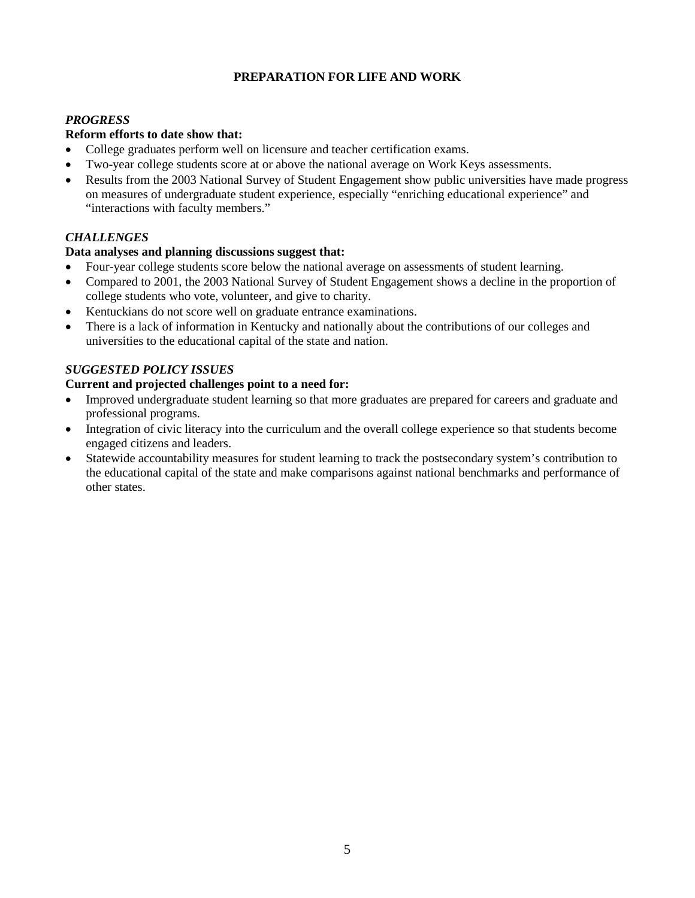## PREPARATION FOR LIFE AND WORK

### *PROGRESS*

**Reform efforts to date show that:**

- College graduates perform well on licensure and teacher certification exams.
- Two-year college students score at or above the national average on Work Keys assessments.
- Results from the 2003 National Survey of Student Engagement show public universities have made progress on measures of undergraduate student experience, especially "enriching educational experience" and "interactions with faculty members."

### *CHALLENGES*

**Data analyses and planning discussions suggest that:**

- Four-year college students score below the national average on assessments of student learning.
- Compared to 2001, the 2003 National Survey of Student Engagement shows a decline in the proportion of college students who vote, volunteer, and give to charity.
- Kentuckians do not score well on graduate entrance examinations.
- There is a lack of information in Kentucky and nationally about the contributions of our colleges and universities to the educational capital of the state and nation.

### *SUGGESTED POLICY ISSUES*

**Current and projected challenges point to a need for:**

- Improved undergraduate student learning so that more graduates are prepared for careers and graduate and professional programs.
- Integration of civic literacy into the curriculum and the overall college experience so that students become engaged citizens and leaders.
- Statewide accountability measures for student learning to track the postsecondary system's contribution to the educational capital of the state and make comparisons against national benchmarks and performance of other states.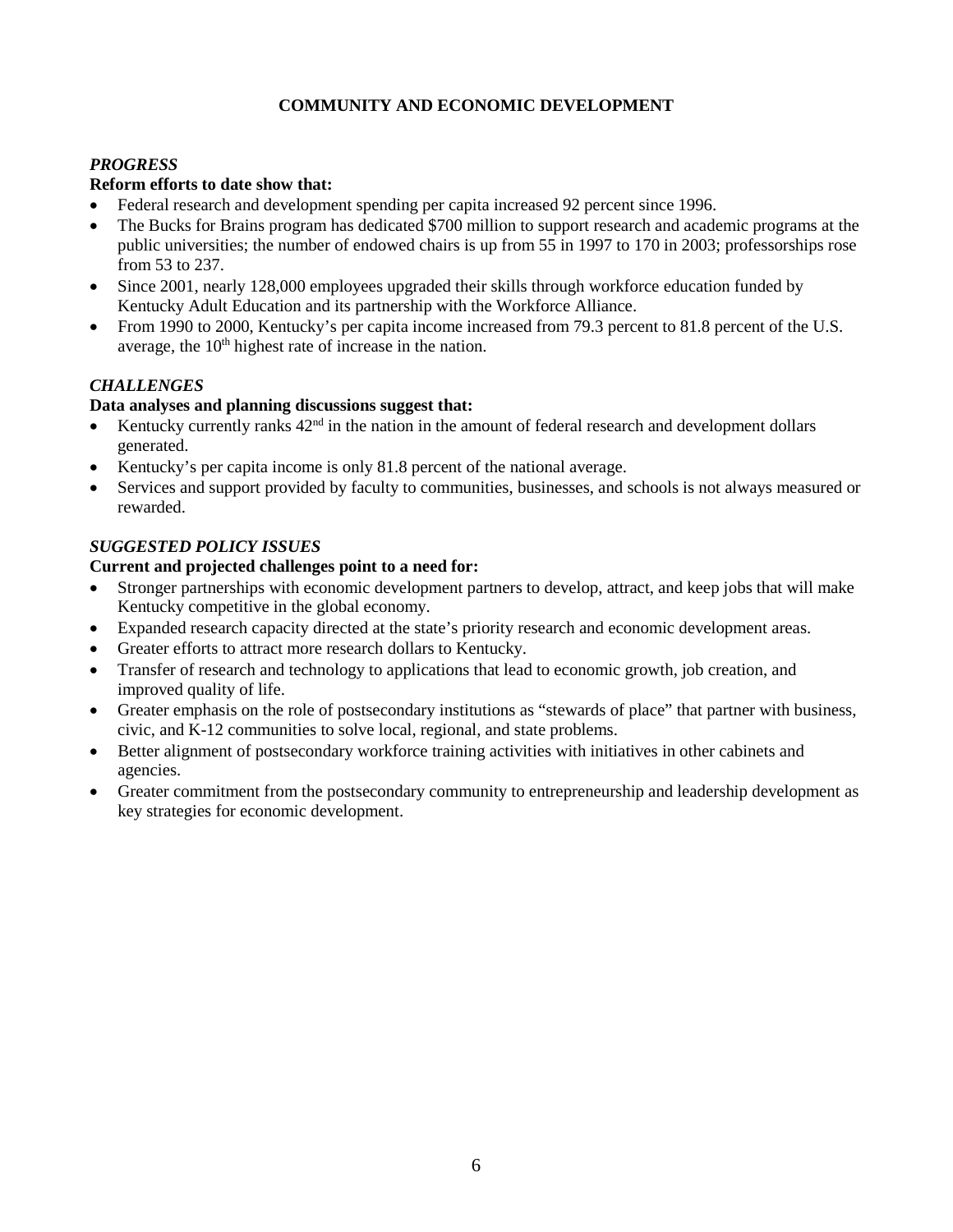# COMMUNITY AND ECONOMIC DEVELOPMENT

### *PROGRESS*

**Reform efforts to date show that:**

- Federal research and development spending per capita increased 92 percent since 1996.
- The Bucks for Brains program has dedicated $700 million to support research and academic programs at the public universities; the number of endowed chairs is up from 55 in 1997 to 170 in 2003; professorships rose from 53 to 237.
- Since 2001, nearly 128,000 employees upgraded their skills through workforce education funded by Kentucky Adult Education and its partnership with the Workforce Alliance.
- From 1990 to 2000, Kentucky's per capita income increased from 79.3 percent to 81.8 percent of the U.S. average, the 10th highest rate of increase in the nation.

### *CHALLENGES*

**Data analyses and planning discussions suggest that:**

- Kentucky currently ranks 42nd in the nation in the amount of federal research and development dollars generated.
- Kentucky's per capita income is only 81.8 percent of the national average.
- Services and support provided by faculty to communities, businesses, and schools is not always measured or rewarded.

### *SUGGESTED POLICY ISSUES*

**Current and projected challenges point to a need for:**

- Stronger partnerships with economic development partners to develop, attract, and keep jobs that will make Kentucky competitive in the global economy.
- Expanded research capacity directed at the state's priority research and economic development areas.
- Greater efforts to attract more research dollars to Kentucky.
- Transfer of research and technology to applications that lead to economic growth, job creation, and improved quality of life.
- Greater emphasis on the role of postsecondary institutions as "stewards of place" that partner with business, civic, and K-12 communities to solve local, regional, and state problems.
- Better alignment of postsecondary workforce training activities with initiatives in other cabinets and agencies.
- Greater commitment from the postsecondary community to entrepreneurship and leadership development as key strategies for economic development.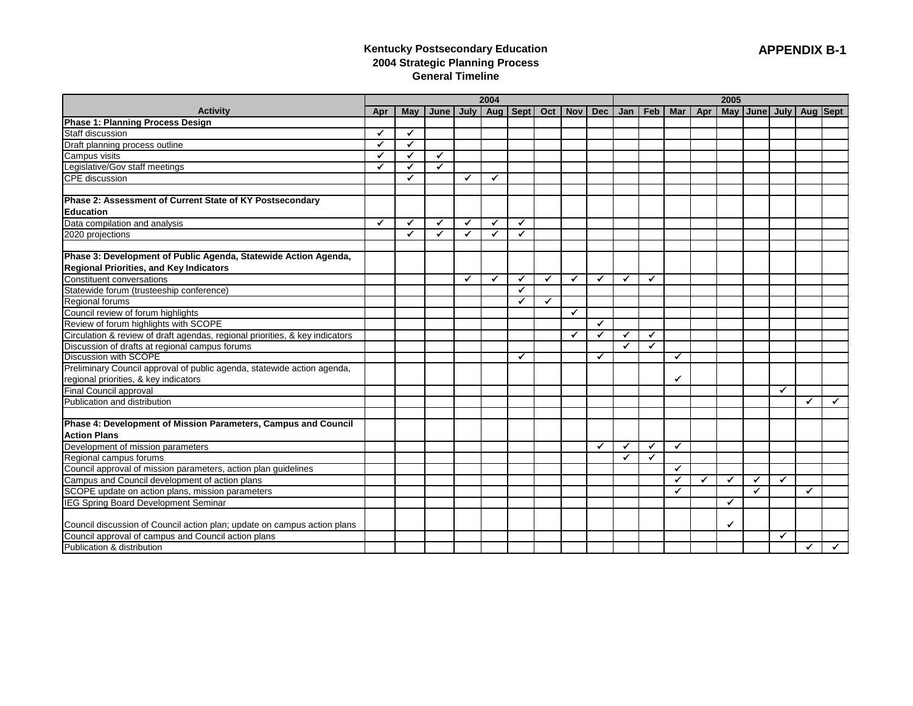**APPENDIX B-1**

### Kentucky Postsecondary Education
### 2004 Strategic Planning Process
### General Timeline

| Activity | 2004 | | | | | | | | | 2005 | | | | | | | | |
|---|---|---|---|---|---|---|---|---|---|---|---|---|---|---|---|---|---|---|
| | Apr | May | June | July | Aug | Sept | Oct | Nov | Dec | Jan | Feb | Mar | Apr | May | June | July | Aug | Sept |
| **Phase 1: Planning Process Design** | | | | | | | | | | | | | | | | | | |
| Staff discussion | ✓ | ✓ | | | | | | | | | | | | | | | | |
| Draft planning process outline | ✓ | ✓ | | | | | | | | | | | | | | | | |
| Campus visits | ✓ | ✓ | ✓ | | | | | | | | | | | | | | | |
| Legislative/Gov staff meetings | ✓ | ✓ | ✓ | | | | | | | | | | | | | | | |
| CPE discussion | | ✓ | | ✓ | ✓ | | | | | | | | | | | | | |
| | | | | | | | | | | | | | | | | | | |
| **Phase 2: Assessment of Current State of KY Postsecondary Education** | | | | | | | | | | | | | | | | | | |
| Data compilation and analysis | ✓ | ✓ | ✓ | ✓ | ✓ | ✓ | | | | | | | | | | | | |
| 2020 projections | | ✓ | ✓ | ✓ | ✓ | ✓ | | | | | | | | | | | | |
| | | | | | | | | | | | | | | | | | | |
| **Phase 3: Development of Public Agenda, Statewide Action Agenda, Regional Priorities, and Key Indicators** | | | | | | | | | | | | | | | | | | |
| Constituent conversations | | | | ✓ | ✓ | ✓ | ✓ | ✓ | ✓ | ✓ | ✓ | | | | | | | |
| Statewide forum (trusteeship conference) | | | | | | ✓ | | | | | | | | | | | | |
| Regional forums | | | | | | ✓ | ✓ | | | | | | | | | | | |
| Council review of forum highlights | | | | | | | | ✓ | | | | | | | | | | |
| Review of forum highlights with SCOPE | | | | | | | | | ✓ | | | | | | | | | |
| Circulation & review of draft agendas, regional priorities, & key indicators | | | | | | | | ✓ | ✓ | ✓ | ✓ | | | | | | | |
| Discussion of drafts at regional campus forums | | | | | | | | | | ✓ | ✓ | | | | | | | |
| Discussion with SCOPE | | | | | | ✓ | | | ✓ | | | ✓ | | | | | | |
| Preliminary Council approval of public agenda, statewide action agenda, regional priorities, & key indicators | | | | | | | | | | | | ✓ | | | | | | |
| Final Council approval | | | | | | | | | | | | | | | | ✓ | | |
| Publication and distribution | | | | | | | | | | | | | | | | | ✓ | ✓ |
| | | | | | | | | | | | | | | | | | | |
| **Phase 4: Development of Mission Parameters, Campus and Council Action Plans** | | | | | | | | | | | | | | | | | | |
| Development of mission parameters | | | | | | | | | ✓ | ✓ | ✓ | ✓ | | | | | | |
| Regional campus forums | | | | | | | | | | ✓ | ✓ | | | | | | | |
| Council approval of mission parameters, action plan guidelines | | | | | | | | | | | | ✓ | | | | | | |
| Campus and Council development of action plans | | | | | | | | | | | | ✓ | ✓ | ✓ | ✓ | ✓ | | |
| SCOPE update on action plans, mission parameters | | | | | | | | | | | | ✓ | | | ✓ | | ✓ | |
| IEG Spring Board Development Seminar | | | | | | | | | | | | | | ✓ | | | | |
| Council discussion of Council action plan; update on campus action plans | | | | | | | | | | | | | | ✓ | | | | |
| Council approval of campus and Council action plans | | | | | | | | | | | | | | | | ✓ | | |
| Publication & distribution | | | | | | | | | | | | | | | | | ✓ | ✓ |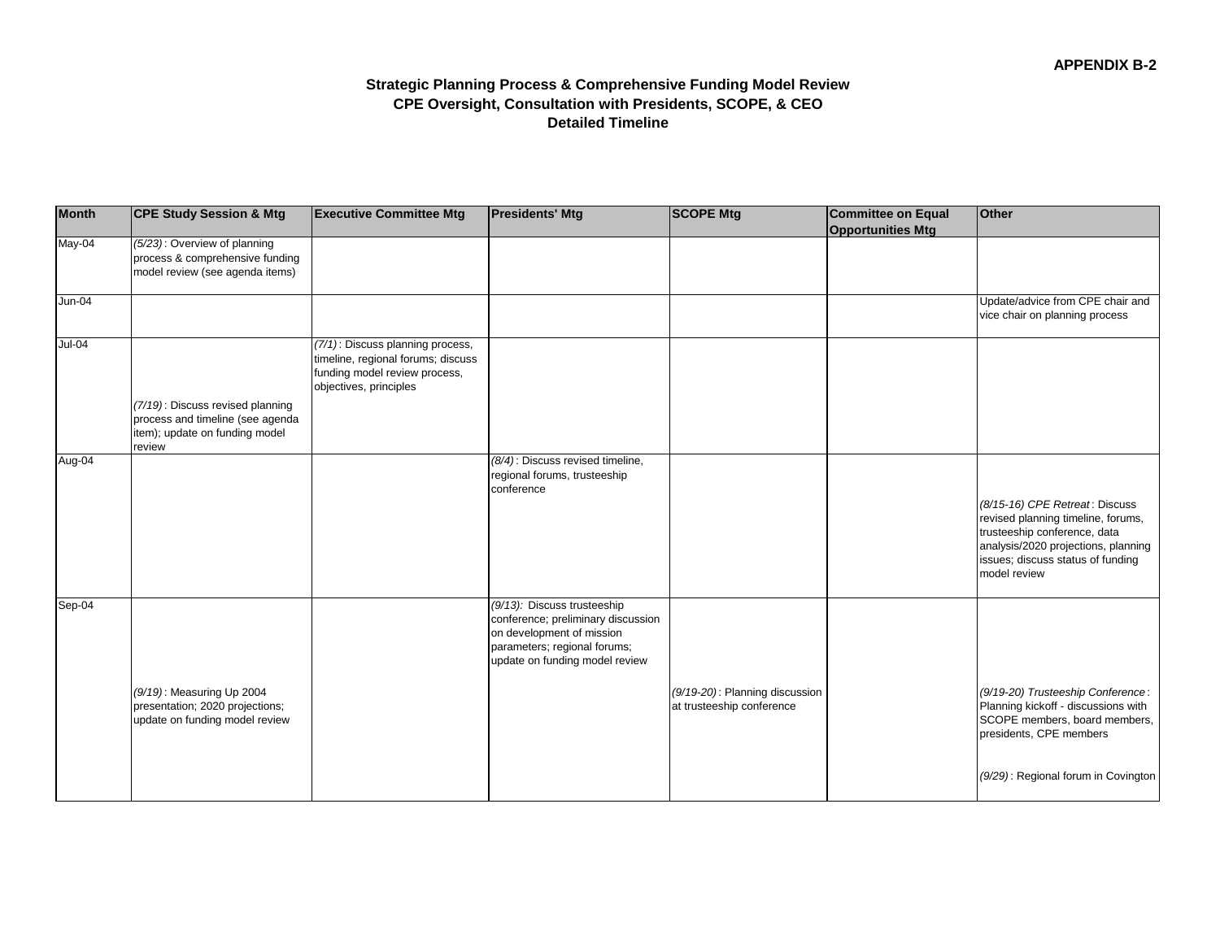**APPENDIX B-2**

**Strategic Planning Process & Comprehensive Funding Model Review**
**CPE Oversight, Consultation with Presidents, SCOPE, & CEO**
**Detailed Timeline**

| Month | CPE Study Session & Mtg | Executive Committee Mtg | Presidents' Mtg | SCOPE Mtg | Committee on Equal Opportunities Mtg | Other |
|---|---|---|---|---|---|---|
| May-04 | *(5/23)* : Overview of planning process & comprehensive funding model review (see agenda items) | | | | | |
| Jun-04 | | | | | | Update/advice from CPE chair and vice chair on planning process |
| Jul-04 | *(7/19)* : Discuss revised planning process and timeline (see agenda item); update on funding model review | *(7/1)* : Discuss planning process, timeline, regional forums; discuss funding model review process, objectives, principles | | | | |
| Aug-04 | | | *(8/4)* : Discuss revised timeline, regional forums, trusteeship conference | | | *(8/15-16) CPE Retreat* : Discuss revised planning timeline, forums, trusteeship conference, data analysis/2020 projections, planning issues; discuss status of funding model review |
| Sep-04 | *(9/19)* : Measuring Up 2004 presentation; 2020 projections; update on funding model review | | *(9/13):* Discuss trusteeship conference; preliminary discussion on development of mission parameters; regional forums; update on funding model review | *(9/19-20)* : Planning discussion at trusteeship conference | | *(9/19-20) Trusteeship Conference* : Planning kickoff - discussions with SCOPE members, board members, presidents, CPE members<br><br>*(9/29)* : Regional forum in Covington |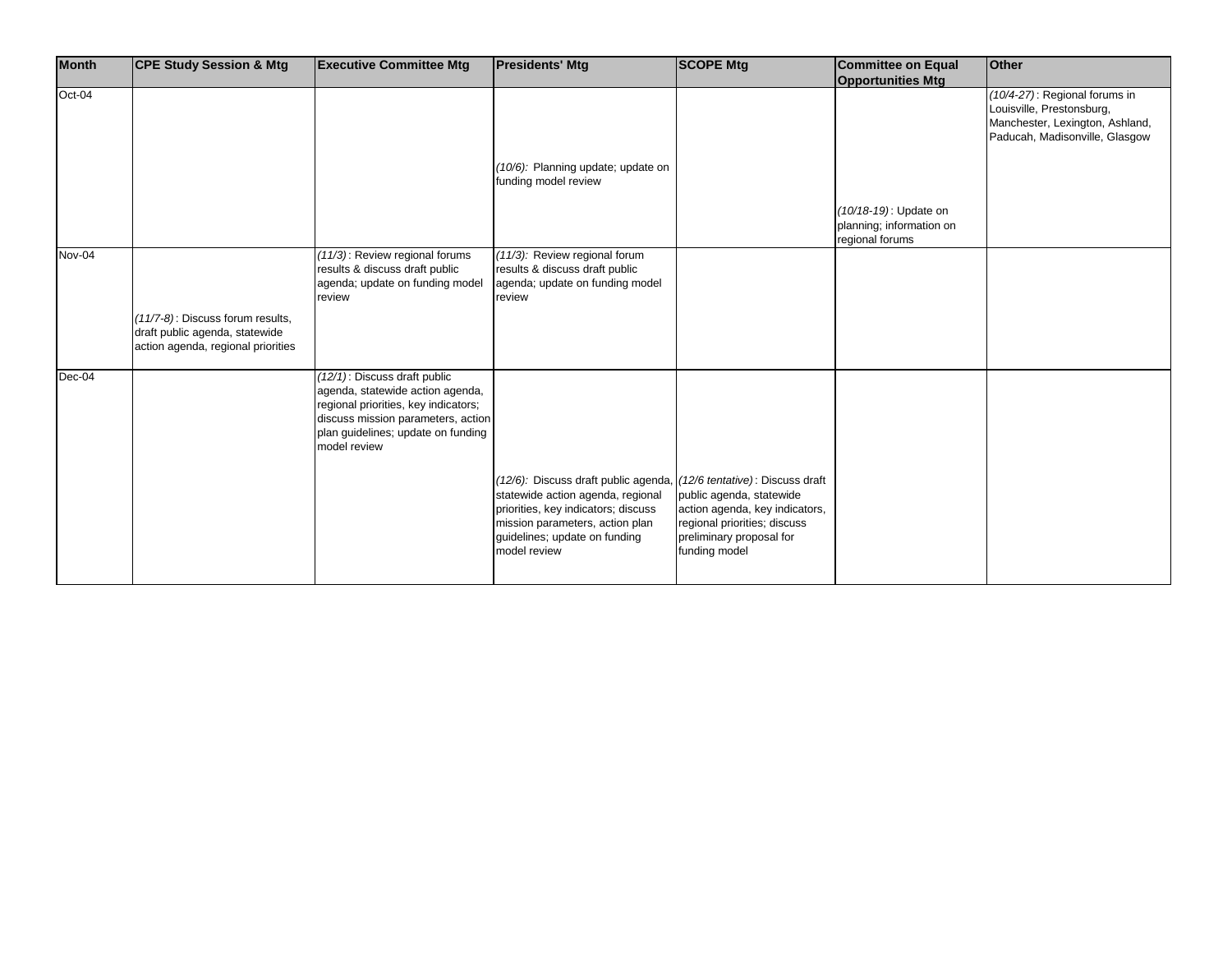| Month | CPE Study Session & Mtg | Executive Committee Mtg | Presidents' Mtg | SCOPE Mtg | Committee on Equal Opportunities Mtg | Other |
|---|---|---|---|---|---|---|
| Oct-04 | | | *(10/6):* Planning update; update on funding model review | | *(10/18-19)* : Update on planning; information on regional forums | *(10/4-27)* : Regional forums in Louisville, Prestonsburg, Manchester, Lexington, Ashland, Paducah, Madisonville, Glasgow |
| Nov-04 | *(11/7-8)* : Discuss forum results, draft public agenda, statewide action agenda, regional priorities | *(11/3)* : Review regional forums results & discuss draft public agenda; update on funding model review | *(11/3):* Review regional forum results & discuss draft public agenda; update on funding model review | | | |
| Dec-04 | | *(12/1)* : Discuss draft public agenda, statewide action agenda, regional priorities, key indicators; discuss mission parameters, action plan guidelines; update on funding model review | *(12/6):* Discuss draft public agenda, statewide action agenda, regional priorities, key indicators; discuss mission parameters, action plan guidelines; update on funding model review | *(12/6 tentative)* : Discuss draft public agenda, statewide action agenda, key indicators, regional priorities; discuss preliminary proposal for funding model | | |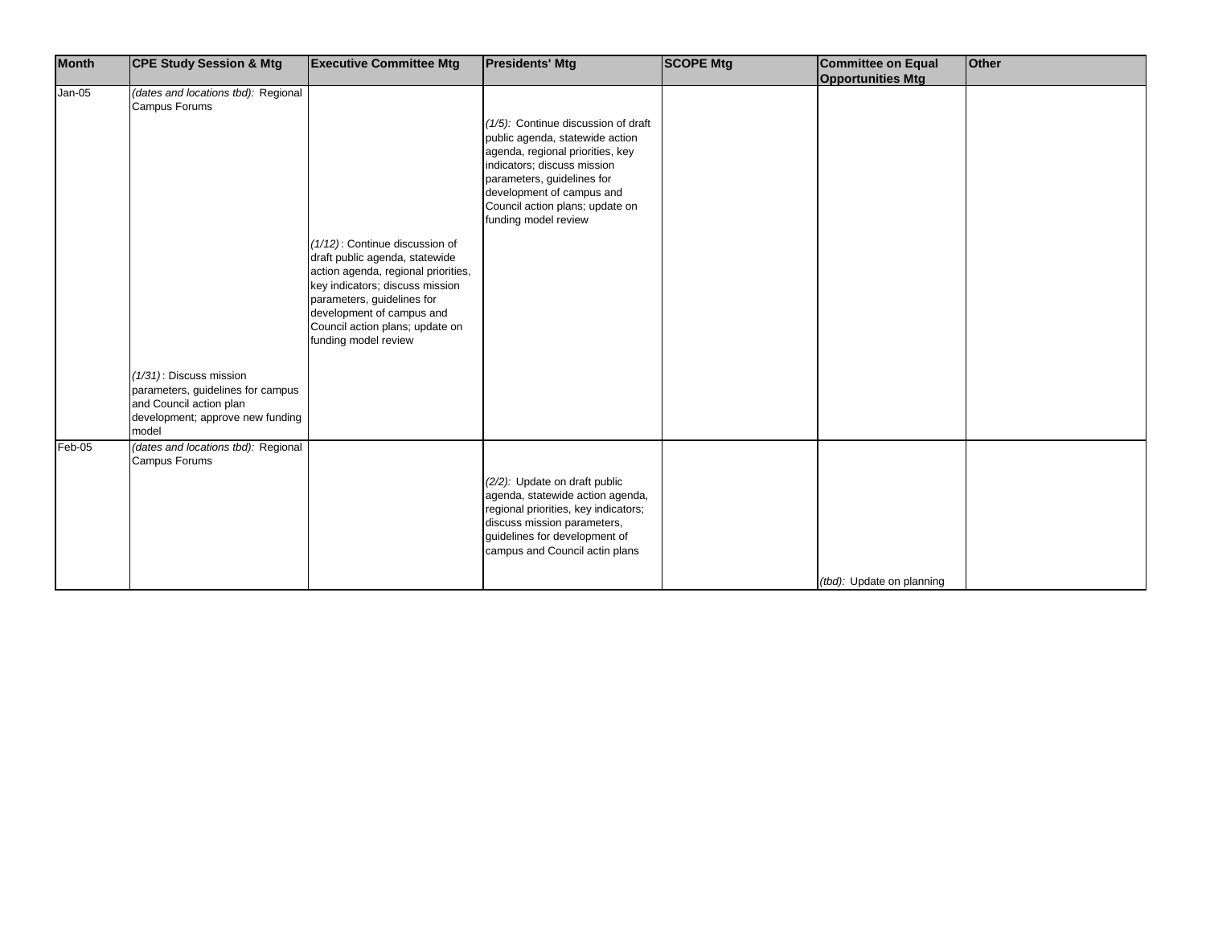| Month | CPE Study Session & Mtg | Executive Committee Mtg | Presidents' Mtg | SCOPE Mtg | Committee on Equal Opportunities Mtg | Other |
|---|---|---|---|---|---|---|
| Jan-05 | *(dates and locations tbd):* Regional Campus Forums<br><br>*(1/31)* : Discuss mission parameters, guidelines for campus and Council action plan development; approve new funding model | *(1/12)* : Continue discussion of draft public agenda, statewide action agenda, regional priorities, key indicators; discuss mission parameters, guidelines for development of campus and Council action plans; update on funding model review | *(1/5):* Continue discussion of draft public agenda, statewide action agenda, regional priorities, key indicators; discuss mission parameters, guidelines for development of campus and Council action plans; update on funding model review | | | |
| Feb-05 | *(dates and locations tbd):* Regional Campus Forums | | *(2/2):* Update on draft public agenda, statewide action agenda, regional priorities, key indicators; discuss mission parameters, guidelines for development of campus and Council actin plans | | *(tbd):* Update on planning | |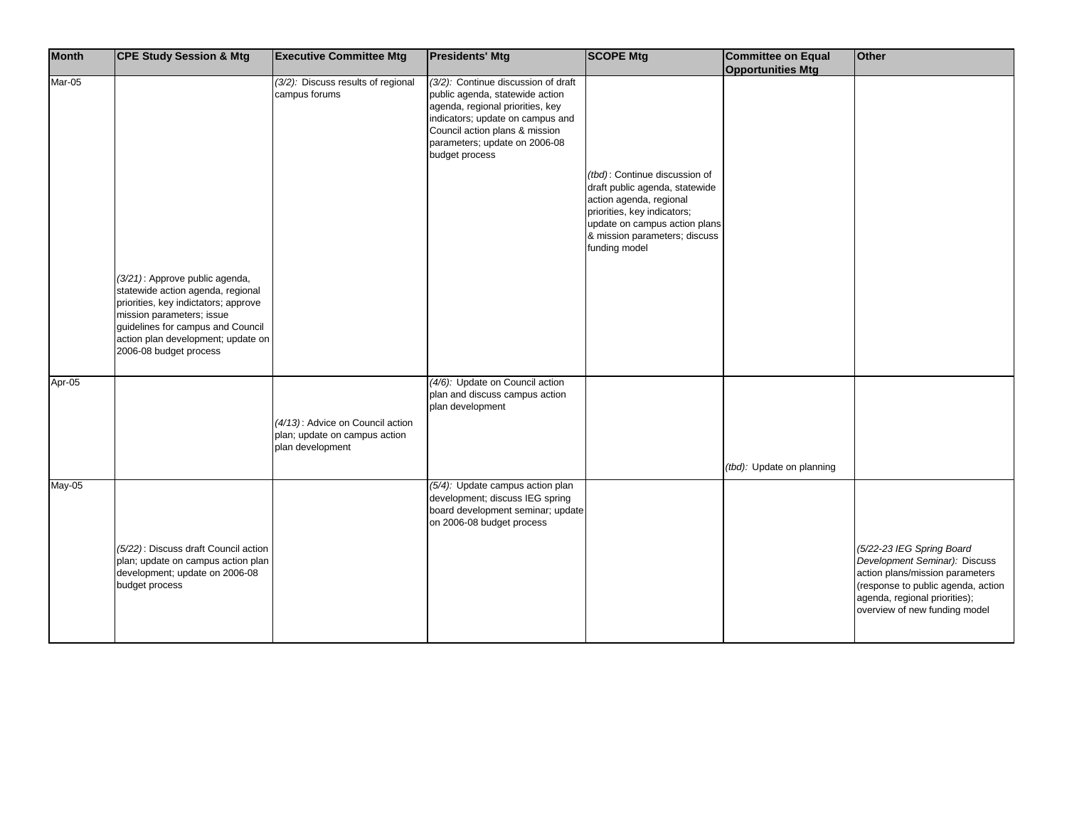| Month | CPE Study Session & Mtg | Executive Committee Mtg | Presidents' Mtg | SCOPE Mtg | Committee on Equal Opportunities Mtg | Other |
|---|---|---|---|---|---|---|
| Mar-05 | *(3/21)* : Approve public agenda, statewide action agenda, regional priorities, key indictators; approve mission parameters; issue guidelines for campus and Council action plan development; update on 2006-08 budget process | *(3/2):* Discuss results of regional campus forums | *(3/2):* Continue discussion of draft public agenda, statewide action agenda, regional priorities, key indicators; update on campus and Council action plans & mission parameters; update on 2006-08 budget process | *(tbd)* : Continue discussion of draft public agenda, statewide action agenda, regional priorities, key indicators; update on campus action plans & mission parameters; discuss funding model | | |
| Apr-05 | | *(4/13)* : Advice on Council action plan; update on campus action plan development | *(4/6):* Update on Council action plan and discuss campus action plan development | | *(tbd):* Update on planning | |
| May-05 | *(5/22)* : Discuss draft Council action plan; update on campus action plan development; update on 2006-08 budget process | | *(5/4):* Update campus action plan development; discuss IEG spring board development seminar; update on 2006-08 budget process | | | *(5/22-23 IEG Spring Board Development Seminar):* Discuss action plans/mission parameters (response to public agenda, action agenda, regional priorities); overview of new funding model |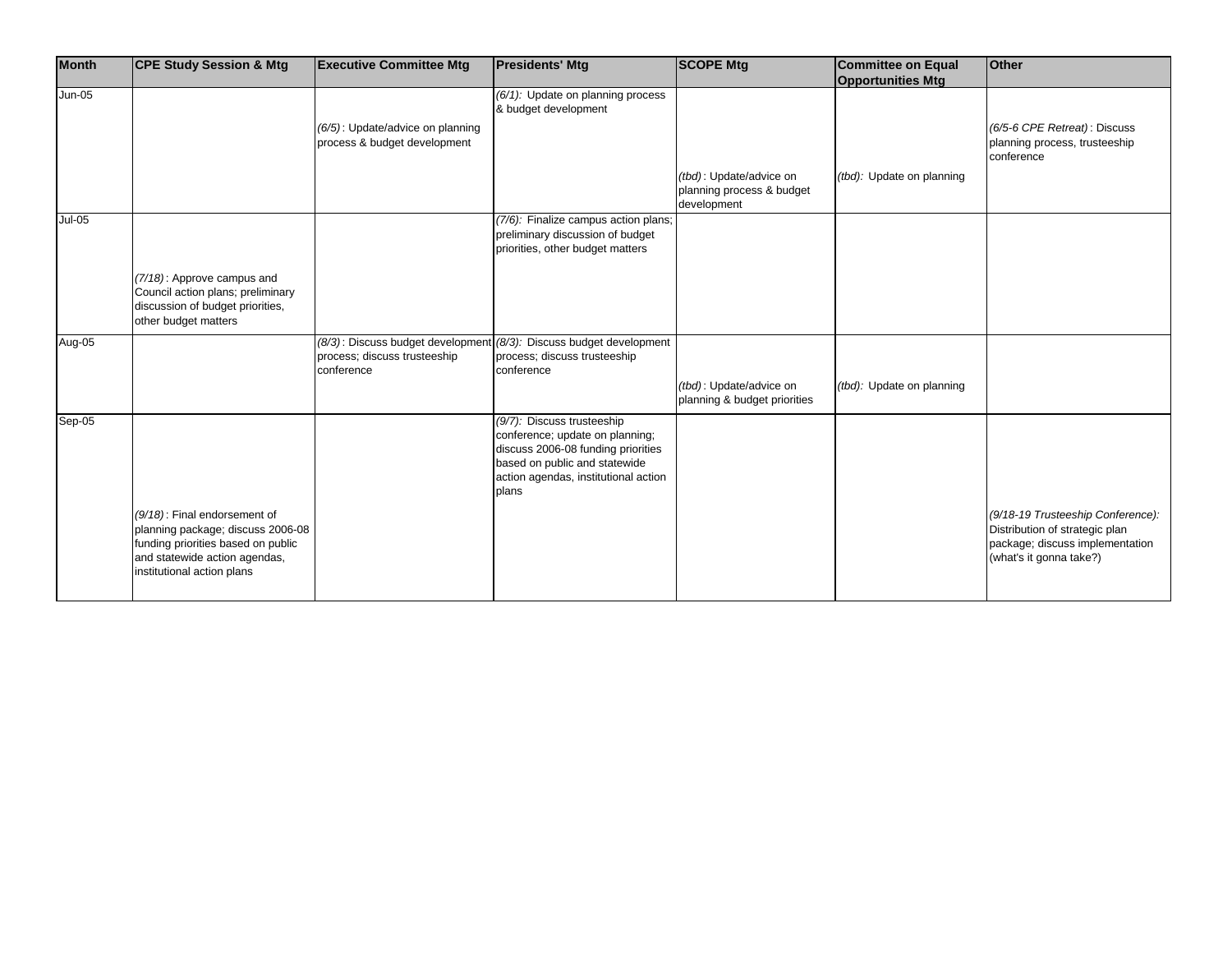| Month | CPE Study Session & Mtg | Executive Committee Mtg | Presidents' Mtg | SCOPE Mtg | Committee on Equal Opportunities Mtg | Other |
|---|---|---|---|---|---|---|
| Jun-05 | | *(6/5)* : Update/advice on planning process & budget development | *(6/1):* Update on planning process & budget development | *(tbd)* : Update/advice on planning process & budget development | *(tbd):* Update on planning | *(6/5-6 CPE Retreat)* : Discuss planning process, trusteeship conference |
| Jul-05 | *(7/18)* : Approve campus and Council action plans; preliminary discussion of budget priorities, other budget matters | | *(7/6):* Finalize campus action plans; preliminary discussion of budget priorities, other budget matters | | | |
| Aug-05 | | *(8/3)* : Discuss budget development process; discuss trusteeship conference | *(8/3):* Discuss budget development process; discuss trusteeship conference | *(tbd)* : Update/advice on planning & budget priorities | *(tbd):* Update on planning | |
| Sep-05 | *(9/18)* : Final endorsement of planning package; discuss 2006-08 funding priorities based on public and statewide action agendas, institutional action plans | | *(9/7):* Discuss trusteeship conference; update on planning; discuss 2006-08 funding priorities based on public and statewide action agendas, institutional action plans | | | *(9/18-19 Trusteeship Conference):* Distribution of strategic plan package; discuss implementation (what's it gonna take?) |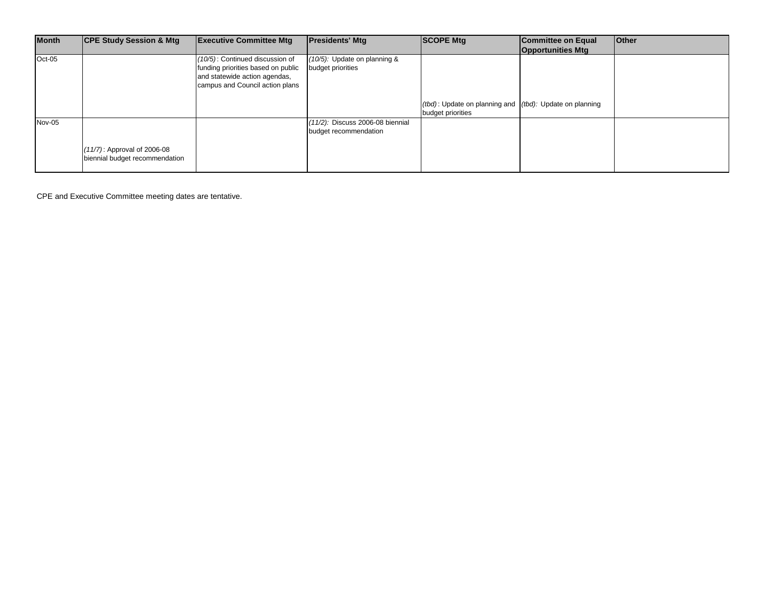| Month | CPE Study Session & Mtg | Executive Committee Mtg | Presidents' Mtg | SCOPE Mtg | Committee on Equal Opportunities Mtg | Other |
|---|---|---|---|---|---|---|
| Oct-05 | | *(10/5)*: Continued discussion of funding priorities based on public and statewide action agendas, campus and Council action plans | *(10/5):* Update on planning & budget priorities | *(tbd)*: Update on planning and budget priorities | *(tbd):* Update on planning | |
| Nov-05 | *(11/7)*: Approval of 2006-08 biennial budget recommendation | | *(11/2):* Discuss 2006-08 biennial budget recommendation | | | |

CPE and Executive Committee meeting dates are tentative.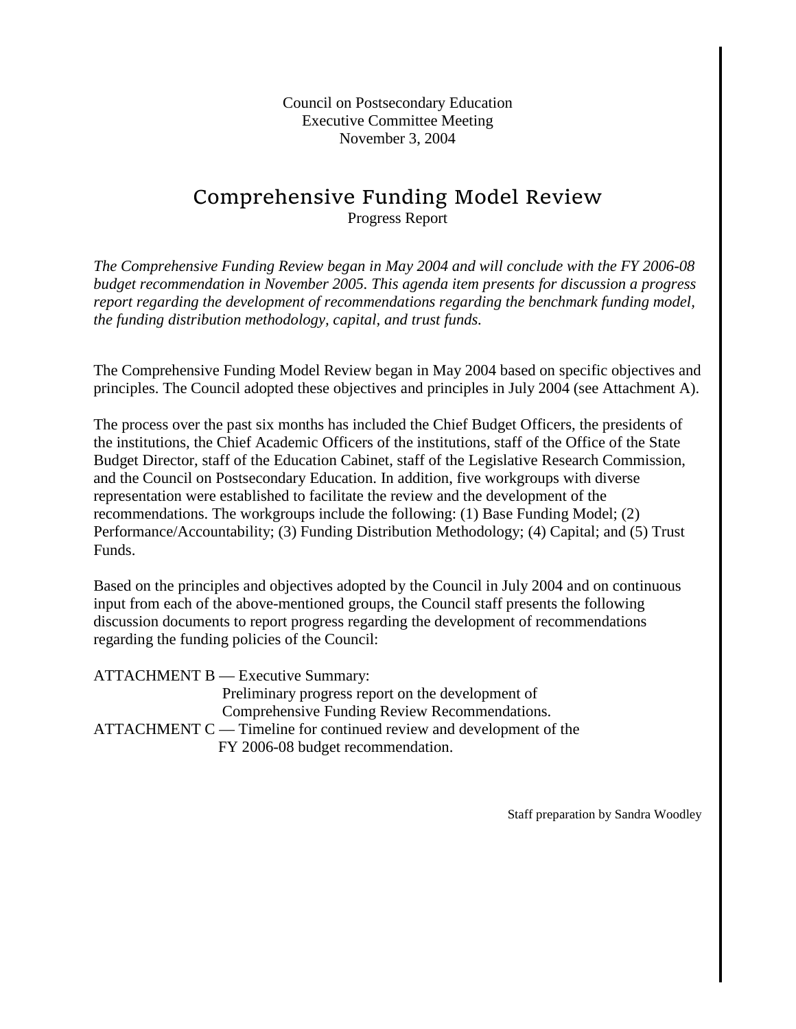Council on Postsecondary Education
Executive Committee Meeting
November 3, 2004

# Comprehensive Funding Model Review

Progress Report

*The Comprehensive Funding Review began in May 2004 and will conclude with the FY 2006-08 budget recommendation in November 2005. This agenda item presents for discussion a progress report regarding the development of recommendations regarding the benchmark funding model, the funding distribution methodology, capital, and trust funds.*

The Comprehensive Funding Model Review began in May 2004 based on specific objectives and principles. The Council adopted these objectives and principles in July 2004 (see Attachment A).

The process over the past six months has included the Chief Budget Officers, the presidents of the institutions, the Chief Academic Officers of the institutions, staff of the Office of the State Budget Director, staff of the Education Cabinet, staff of the Legislative Research Commission, and the Council on Postsecondary Education. In addition, five workgroups with diverse representation were established to facilitate the review and the development of the recommendations. The workgroups include the following: (1) Base Funding Model; (2) Performance/Accountability; (3) Funding Distribution Methodology; (4) Capital; and (5) Trust Funds.

Based on the principles and objectives adopted by the Council in July 2004 and on continuous input from each of the above-mentioned groups, the Council staff presents the following discussion documents to report progress regarding the development of recommendations regarding the funding policies of the Council:

ATTACHMENT B — Executive Summary:
Preliminary progress report on the development of Comprehensive Funding Review Recommendations.

ATTACHMENT C — Timeline for continued review and development of the FY 2006-08 budget recommendation.

Staff preparation by Sandra Woodley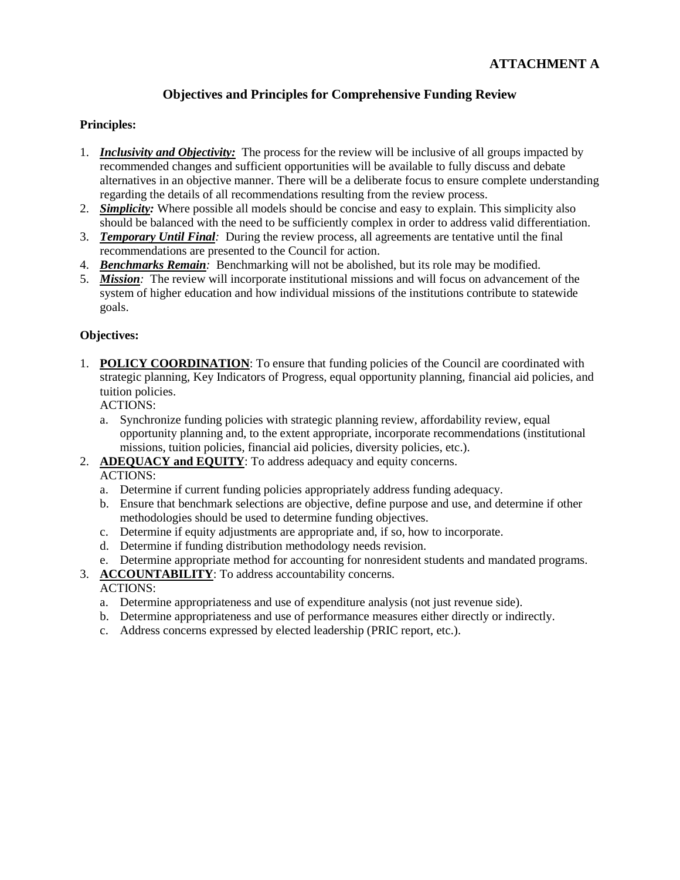**ATTACHMENT A**

## Objectives and Principles for Comprehensive Funding Review

**Principles:**

1. ***Inclusivity and Objectivity:*** The process for the review will be inclusive of all groups impacted by recommended changes and sufficient opportunities will be available to fully discuss and debate alternatives in an objective manner. There will be a deliberate focus to ensure complete understanding regarding the details of all recommendations resulting from the review process.
2. ***Simplicity:*** Where possible all models should be concise and easy to explain. This simplicity also should be balanced with the need to be sufficiently complex in order to address valid differentiation.
3. ***Temporary Until Final:*** During the review process, all agreements are tentative until the final recommendations are presented to the Council for action.
4. ***Benchmarks Remain:*** Benchmarking will not be abolished, but its role may be modified.
5. ***Mission:*** The review will incorporate institutional missions and will focus on advancement of the system of higher education and how individual missions of the institutions contribute to statewide goals.

**Objectives:**

1. **POLICY COORDINATION**: To ensure that funding policies of the Council are coordinated with strategic planning, Key Indicators of Progress, equal opportunity planning, financial aid policies, and tuition policies.
   ACTIONS:
   a. Synchronize funding policies with strategic planning review, affordability review, equal opportunity planning and, to the extent appropriate, incorporate recommendations (institutional missions, tuition policies, financial aid policies, diversity policies, etc.).
2. **ADEQUACY and EQUITY**: To address adequacy and equity concerns.
   ACTIONS:
   a. Determine if current funding policies appropriately address funding adequacy.
   b. Ensure that benchmark selections are objective, define purpose and use, and determine if other methodologies should be used to determine funding objectives.
   c. Determine if equity adjustments are appropriate and, if so, how to incorporate.
   d. Determine if funding distribution methodology needs revision.
   e. Determine appropriate method for accounting for nonresident students and mandated programs.
3. **ACCOUNTABILITY**: To address accountability concerns.
   ACTIONS:
   a. Determine appropriateness and use of expenditure analysis (not just revenue side).
   b. Determine appropriateness and use of performance measures either directly or indirectly.
   c. Address concerns expressed by elected leadership (PRIC report, etc.).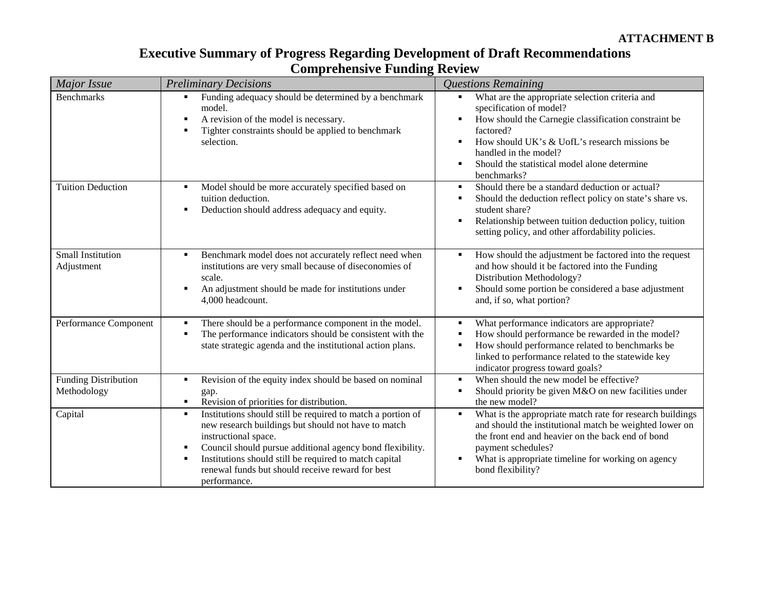**ATTACHMENT B**

# Executive Summary of Progress Regarding Development of Draft Recommendations
## Comprehensive Funding Review

| *Major Issue* | *Preliminary Decisions* | *Questions Remaining* |
|---|---|---|
| Benchmarks | ▪ Funding adequacy should be determined by a benchmark model.<br>▪ A revision of the model is necessary.<br>▪ Tighter constraints should be applied to benchmark selection. | ▪ What are the appropriate selection criteria and specification of model?<br>▪ How should the Carnegie classification constraint be factored?<br>▪ How should UK's & UofL's research missions be handled in the model?<br>▪ Should the statistical model alone determine benchmarks? |
| Tuition Deduction | ▪ Model should be more accurately specified based on tuition deduction.<br>▪ Deduction should address adequacy and equity. | ▪ Should there be a standard deduction or actual?<br>▪ Should the deduction reflect policy on state's share vs. student share?<br>▪ Relationship between tuition deduction policy, tuition setting policy, and other affordability policies. |
| Small Institution Adjustment | ▪ Benchmark model does not accurately reflect need when institutions are very small because of diseconomies of scale.<br>▪ An adjustment should be made for institutions under 4,000 headcount. | ▪ How should the adjustment be factored into the request and how should it be factored into the Funding Distribution Methodology?<br>▪ Should some portion be considered a base adjustment and, if so, what portion? |
| Performance Component | ▪ There should be a performance component in the model.<br>▪ The performance indicators should be consistent with the state strategic agenda and the institutional action plans. | ▪ What performance indicators are appropriate?<br>▪ How should performance be rewarded in the model?<br>▪ How should performance related to benchmarks be linked to performance related to the statewide key indicator progress toward goals? |
| Funding Distribution Methodology | ▪ Revision of the equity index should be based on nominal gap.<br>▪ Revision of priorities for distribution. | ▪ When should the new model be effective?<br>▪ Should priority be given M&O on new facilities under the new model? |
| Capital | ▪ Institutions should still be required to match a portion of new research buildings but should not have to match instructional space.<br>▪ Council should pursue additional agency bond flexibility.<br>▪ Institutions should still be required to match capital renewal funds but should receive reward for best performance. | ▪ What is the appropriate match rate for research buildings and should the institutional match be weighted lower on the front end and heavier on the back end of bond payment schedules?<br>▪ What is appropriate timeline for working on agency bond flexibility? |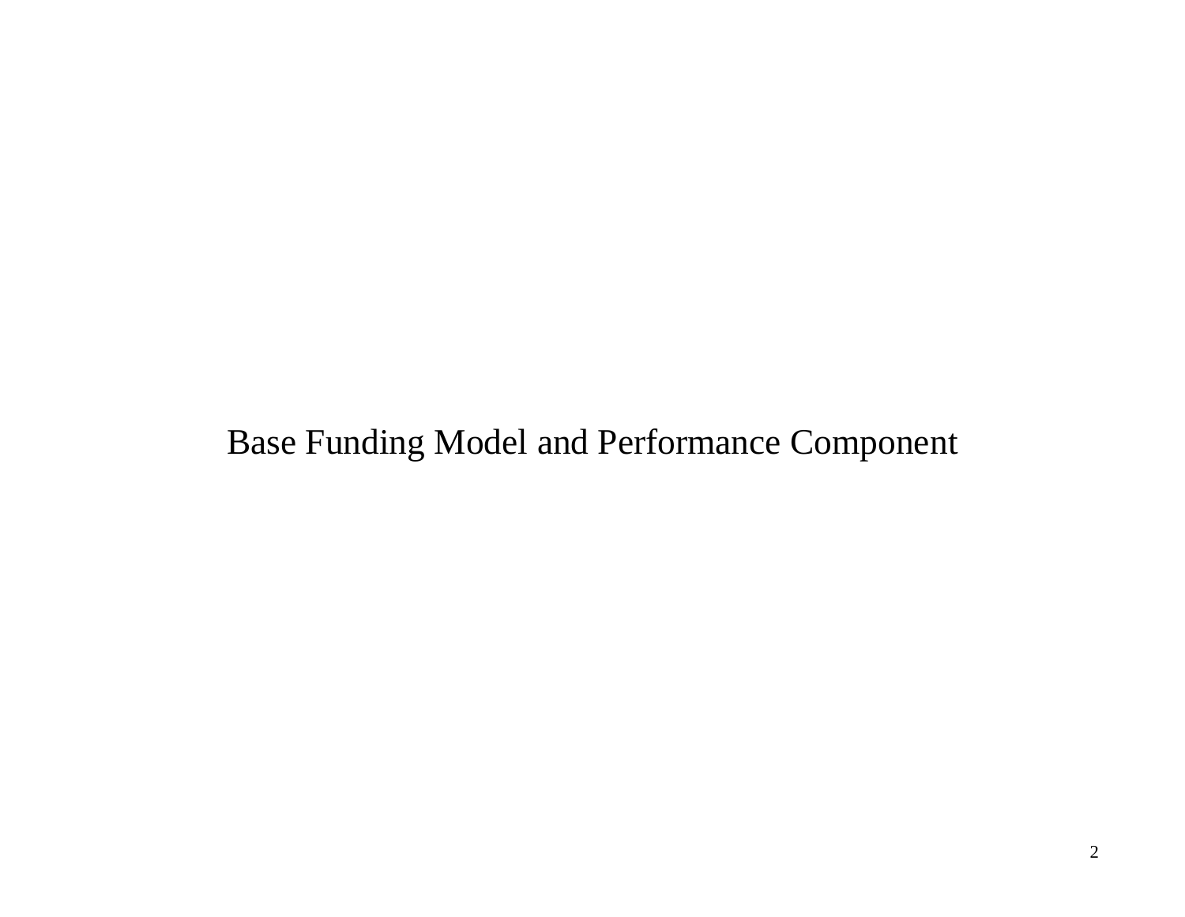# Base Funding Model and Performance Component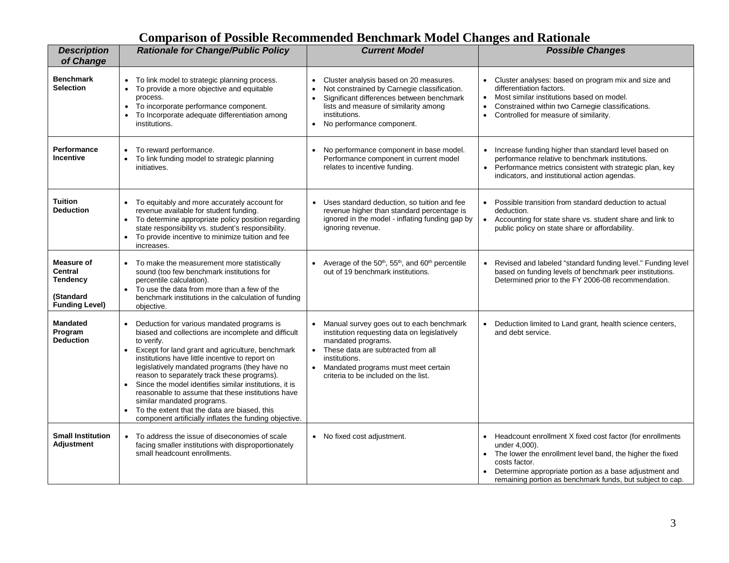# Comparison of Possible Recommended Benchmark Model Changes and Rationale

| *Description of Change* | *Rationale for Change/Public Policy* | *Current Model* | *Possible Changes* |
|---|---|---|---|
| **Benchmark Selection** | • To link model to strategic planning process.<br>• To provide a more objective and equitable process.<br>• To incorporate performance component.<br>• To Incorporate adequate differentiation among institutions. | • Cluster analysis based on 20 measures.<br>• Not constrained by Carnegie classification.<br>• Significant differences between benchmark lists and measure of similarity among institutions.<br>• No performance component. | • Cluster analyses: based on program mix and size and differentiation factors.<br>• Most similar institutions based on model.<br>• Constrained within two Carnegie classifications.<br>• Controlled for measure of similarity. |
| **Performance Incentive** | • To reward performance.<br>• To link funding model to strategic planning initiatives. | • No performance component in base model. Performance component in current model relates to incentive funding. | • Increase funding higher than standard level based on performance relative to benchmark institutions.<br>• Performance metrics consistent with strategic plan, key indicators, and institutional action agendas. |
| **Tuition Deduction** | • To equitably and more accurately account for revenue available for student funding.<br>• To determine appropriate policy position regarding state responsibility vs. student's responsibility.<br>• To provide incentive to minimize tuition and fee increases. | • Uses standard deduction, so tuition and fee revenue higher than standard percentage is ignored in the model - inflating funding gap by ignoring revenue. | • Possible transition from standard deduction to actual deduction.<br>• Accounting for state share vs. student share and link to public policy on state share or affordability. |
| **Measure of Central Tendency**<br><br>**(Standard Funding Level)** | • To make the measurement more statistically sound (too few benchmark institutions for percentile calculation).<br>• To use the data from more than a few of the benchmark institutions in the calculation of funding objective. | • Average of the 50th, 55th, and 60th percentile out of 19 benchmark institutions. | • Revised and labeled "standard funding level." Funding level based on funding levels of benchmark peer institutions. Determined prior to the FY 2006-08 recommendation. |
| **Mandated Program Deduction** | • Deduction for various mandated programs is biased and collections are incomplete and difficult to verify.<br>• Except for land grant and agriculture, benchmark institutions have little incentive to report on legislatively mandated programs (they have no reason to separately track these programs).<br>• Since the model identifies similar institutions, it is reasonable to assume that these institutions have similar mandated programs.<br>• To the extent that the data are biased, this component artificially inflates the funding objective. | • Manual survey goes out to each benchmark institution requesting data on legislatively mandated programs.<br>• These data are subtracted from all institutions.<br>• Mandated programs must meet certain criteria to be included on the list. | • Deduction limited to Land grant, health science centers, and debt service. |
| **Small Institution Adjustment** | • To address the issue of diseconomies of scale facing smaller institutions with disproportionately small headcount enrollments. | • No fixed cost adjustment. | • Headcount enrollment X fixed cost factor (for enrollments under 4,000).<br>• The lower the enrollment level band, the higher the fixed costs factor.<br>• Determine appropriate portion as a base adjustment and remaining portion as benchmark funds, but subject to cap. |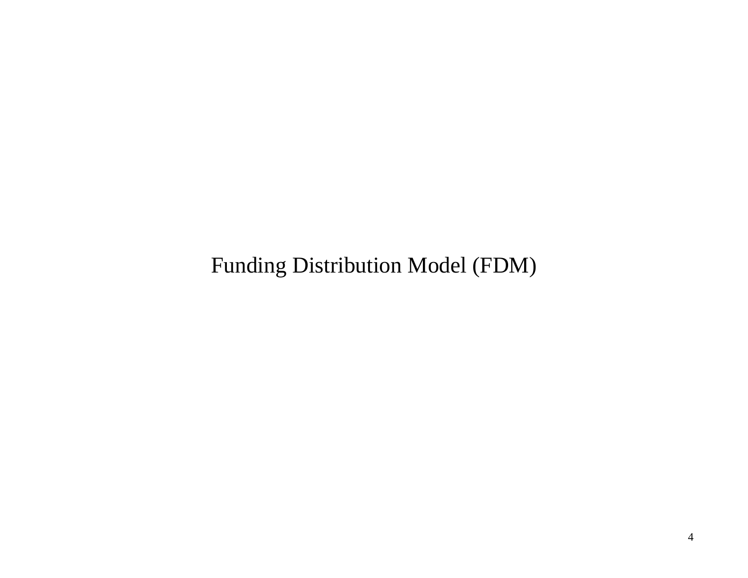# Funding Distribution Model (FDM)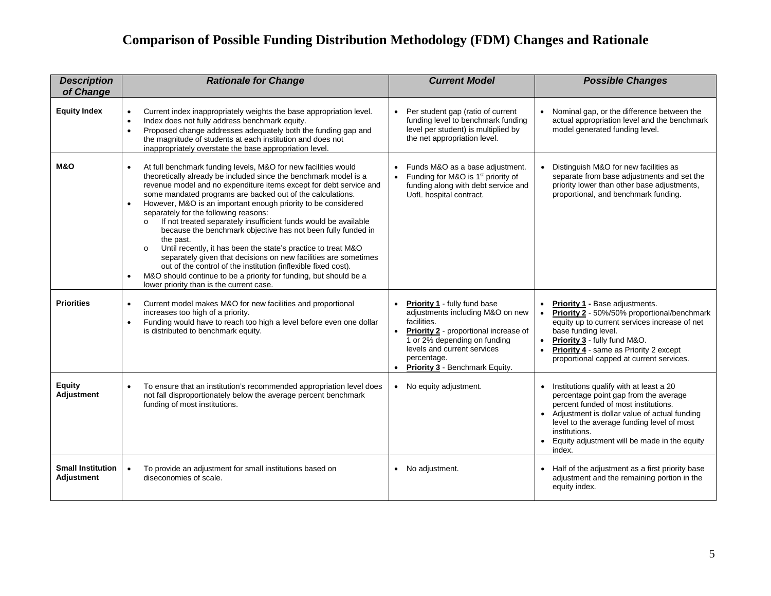# Comparison of Possible Funding Distribution Methodology (FDM) Changes and Rationale

| ***Description of Change*** | ***Rationale for Change*** | ***Current Model*** | ***Possible Changes*** |
|---|---|---|---|
| **Equity Index** | • Current index inappropriately weights the base appropriation level.<br>• Index does not fully address benchmark equity.<br>• Proposed change addresses adequately both the funding gap and the magnitude of students at each institution and does not inappropriately overstate the base appropriation level. | • Per student gap (ratio of current funding level to benchmark funding level per student) is multiplied by the net appropriation level. | • Nominal gap, or the difference between the actual appropriation level and the benchmark model generated funding level. |
| **M&O** | • At full benchmark funding levels, M&O for new facilities would theoretically already be included since the benchmark model is a revenue model and no expenditure items except for debt service and some mandated programs are backed out of the calculations.<br>• However, M&O is an important enough priority to be considered separately for the following reasons:<br>  o If not treated separately insufficient funds would be available because the benchmark objective has not been fully funded in the past.<br>  o Until recently, it has been the state's practice to treat M&O separately given that decisions on new facilities are sometimes out of the control of the institution (inflexible fixed cost).<br>• M&O should continue to be a priority for funding, but should be a lower priority than is the current case. | • Funds M&O as a base adjustment.<br>• Funding for M&O is 1st priority of funding along with debt service and UofL hospital contract. | • Distinguish M&O for new facilities as separate from base adjustments and set the priority lower than other base adjustments, proportional, and benchmark funding. |
| **Priorities** | • Current model makes M&O for new facilities and proportional increases too high of a priority.<br>• Funding would have to reach too high a level before even one dollar is distributed to benchmark equity. | • **Priority 1** - fully fund base adjustments including M&O on new facilities.<br>• **Priority 2** - proportional increase of 1 or 2% depending on funding levels and current services percentage.<br>• **Priority 3** - Benchmark Equity. | • **Priority 1 -** Base adjustments.<br>• **Priority 2** - 50%/50% proportional/benchmark equity up to current services increase of net base funding level.<br>• **Priority 3** - fully fund M&O.<br>• **Priority 4** - same as Priority 2 except proportional capped at current services. |
| **Equity Adjustment** | • To ensure that an institution's recommended appropriation level does not fall disproportionately below the average percent benchmark funding of most institutions. | • No equity adjustment. | • Institutions qualify with at least a 20 percentage point gap from the average percent funded of most institutions.<br>• Adjustment is dollar value of actual funding level to the average funding level of most institutions.<br>• Equity adjustment will be made in the equity index. |
| **Small Institution Adjustment** | • To provide an adjustment for small institutions based on diseconomies of scale. | • No adjustment. | • Half of the adjustment as a first priority base adjustment and the remaining portion in the equity index. |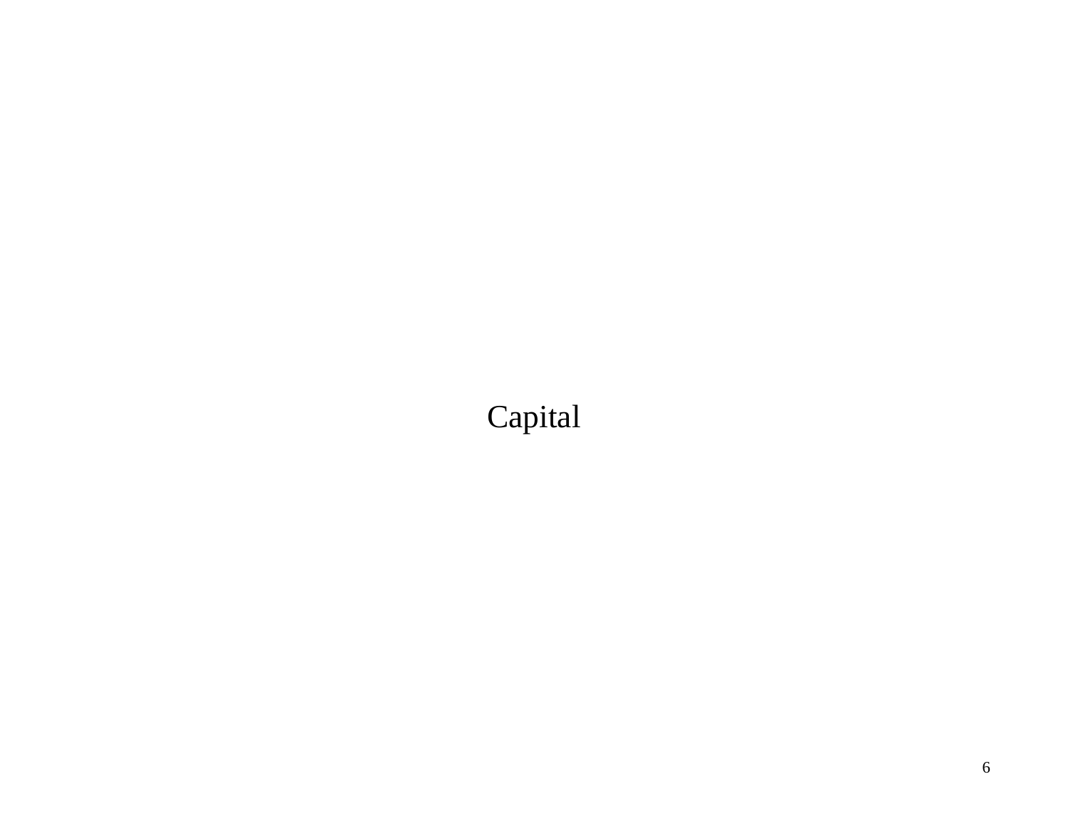Capital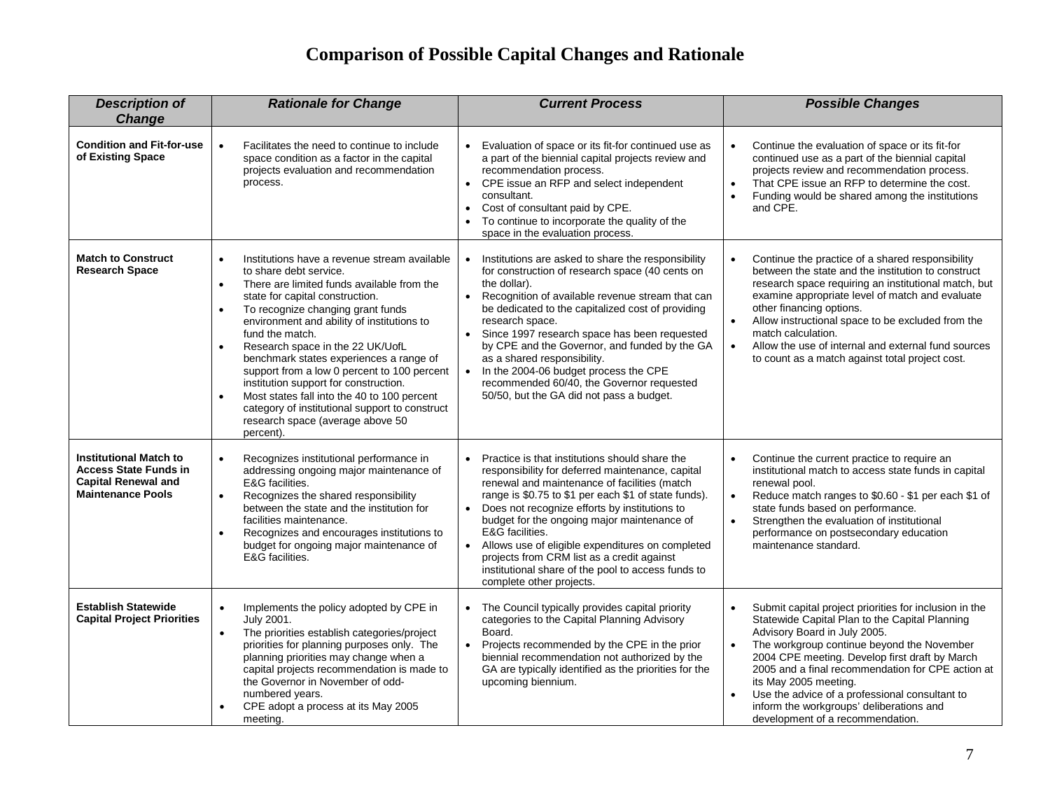# Comparison of Possible Capital Changes and Rationale

| *Description of Change* | *Rationale for Change* | *Current Process* | *Possible Changes* |
|---|---|---|---|
| **Condition and Fit-for-use of Existing Space** | • Facilitates the need to continue to include space condition as a factor in the capital projects evaluation and recommendation process. | • Evaluation of space or its fit-for continued use as a part of the biennial capital projects review and recommendation process.<br>• CPE issue an RFP and select independent consultant.<br>• Cost of consultant paid by CPE.<br>• To continue to incorporate the quality of the space in the evaluation process. | • Continue the evaluation of space or its fit-for continued use as a part of the biennial capital projects review and recommendation process.<br>• That CPE issue an RFP to determine the cost.<br>• Funding would be shared among the institutions and CPE. |
| **Match to Construct Research Space** | • Institutions have a revenue stream available to share debt service.<br>• There are limited funds available from the state for capital construction.<br>• To recognize changing grant funds environment and ability of institutions to fund the match.<br>• Research space in the 22 UK/UofL benchmark states experiences a range of support from a low 0 percent to 100 percent institution support for construction.<br>• Most states fall into the 40 to 100 percent category of institutional support to construct research space (average above 50 percent). | • Institutions are asked to share the responsibility for construction of research space (40 cents on the dollar).<br>• Recognition of available revenue stream that can be dedicated to the capitalized cost of providing research space.<br>• Since 1997 research space has been requested by CPE and the Governor, and funded by the GA as a shared responsibility.<br>• In the 2004-06 budget process the CPE recommended 60/40, the Governor requested 50/50, but the GA did not pass a budget. | • Continue the practice of a shared responsibility between the state and the institution to construct research space requiring an institutional match, but examine appropriate level of match and evaluate other financing options.<br>• Allow instructional space to be excluded from the match calculation.<br>• Allow the use of internal and external fund sources to count as a match against total project cost. |
| **Institutional Match to Access State Funds in Capital Renewal and Maintenance Pools** | • Recognizes institutional performance in addressing ongoing major maintenance of E&G facilities.<br>• Recognizes the shared responsibility between the state and the institution for facilities maintenance.<br>• Recognizes and encourages institutions to budget for ongoing major maintenance of E&G facilities. | • Practice is that institutions should share the responsibility for deferred maintenance, capital renewal and maintenance of facilities (match range is $0.75 to $1 per each $1 of state funds).<br>• Does not recognize efforts by institutions to budget for the ongoing major maintenance of E&G facilities.<br>• Allows use of eligible expenditures on completed projects from CRM list as a credit against institutional share of the pool to access funds to complete other projects. | • Continue the current practice to require an institutional match to access state funds in capital renewal pool.<br>• Reduce match ranges to $0.60 - $1 per each $1 of state funds based on performance.<br>• Strengthen the evaluation of institutional performance on postsecondary education maintenance standard. |
| **Establish Statewide Capital Project Priorities** | • Implements the policy adopted by CPE in July 2001.<br>• The priorities establish categories/project priorities for planning purposes only. The planning priorities may change when a capital projects recommendation is made to the Governor in November of odd-numbered years.<br>• CPE adopt a process at its May 2005 meeting. | • The Council typically provides capital priority categories to the Capital Planning Advisory Board.<br>• Projects recommended by the CPE in the prior biennial recommendation not authorized by the GA are typically identified as the priorities for the upcoming biennium. | • Submit capital project priorities for inclusion in the Statewide Capital Plan to the Capital Planning Advisory Board in July 2005.<br>• The workgroup continue beyond the November 2004 CPE meeting. Develop first draft by March 2005 and a final recommendation for CPE action at its May 2005 meeting.<br>• Use the advice of a professional consultant to inform the workgroups' deliberations and development of a recommendation. |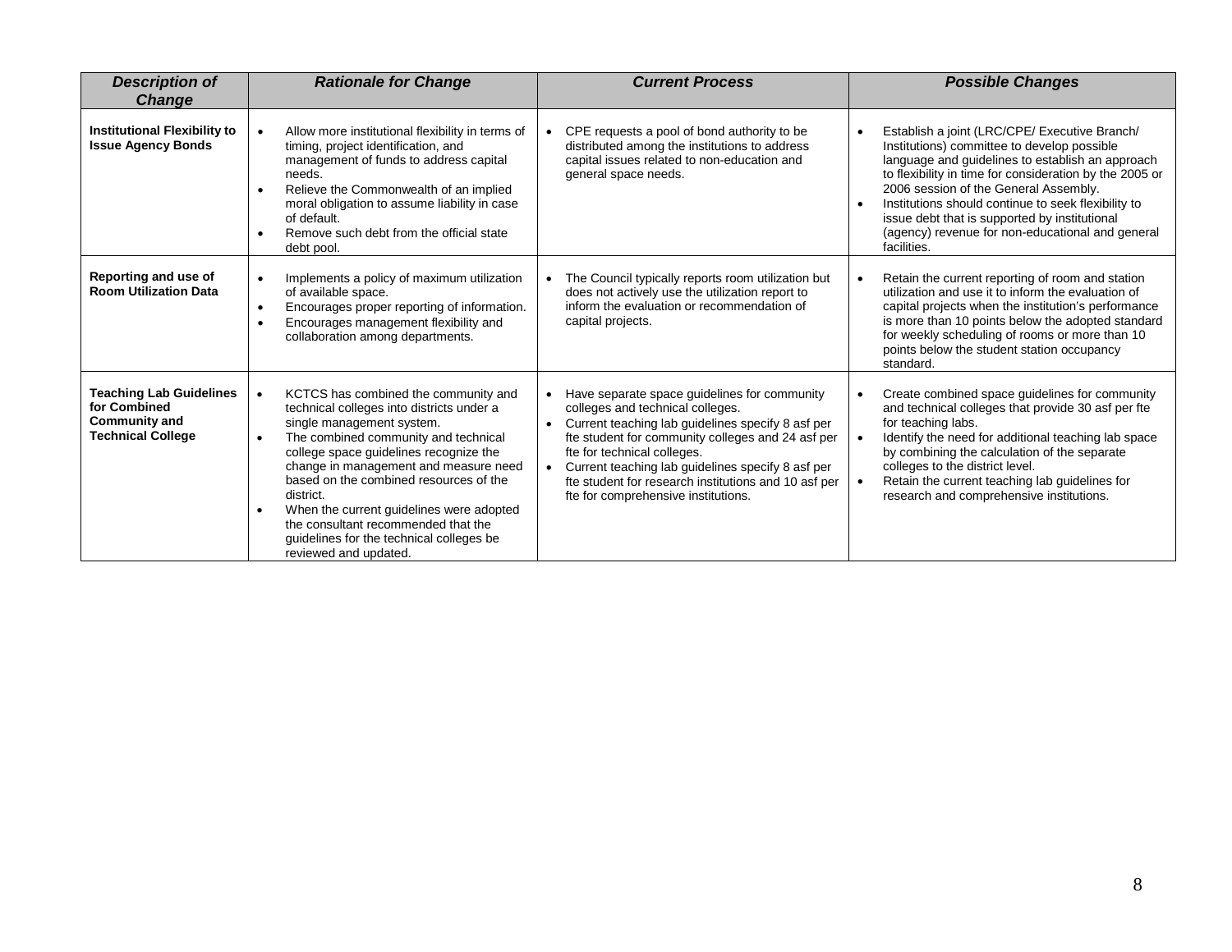| ***Description of Change*** | ***Rationale for Change*** | ***Current Process*** | ***Possible Changes*** |
|---|---|---|---|
| **Institutional Flexibility to Issue Agency Bonds** | • Allow more institutional flexibility in terms of timing, project identification, and management of funds to address capital needs.<br>• Relieve the Commonwealth of an implied moral obligation to assume liability in case of default.<br>• Remove such debt from the official state debt pool. | • CPE requests a pool of bond authority to be distributed among the institutions to address capital issues related to non-education and general space needs. | • Establish a joint (LRC/CPE/ Executive Branch/ Institutions) committee to develop possible language and guidelines to establish an approach to flexibility in time for consideration by the 2005 or 2006 session of the General Assembly.<br>• Institutions should continue to seek flexibility to issue debt that is supported by institutional (agency) revenue for non-educational and general facilities. |
| **Reporting and use of Room Utilization Data** | • Implements a policy of maximum utilization of available space.<br>• Encourages proper reporting of information.<br>• Encourages management flexibility and collaboration among departments. | • The Council typically reports room utilization but does not actively use the utilization report to inform the evaluation or recommendation of capital projects. | • Retain the current reporting of room and station utilization and use it to inform the evaluation of capital projects when the institution's performance is more than 10 points below the adopted standard for weekly scheduling of rooms or more than 10 points below the student station occupancy standard. |
| **Teaching Lab Guidelines for Combined Community and Technical College** | • KCTCS has combined the community and technical colleges into districts under a single management system.<br>• The combined community and technical college space guidelines recognize the change in management and measure need based on the combined resources of the district.<br>• When the current guidelines were adopted the consultant recommended that the guidelines for the technical colleges be reviewed and updated. | • Have separate space guidelines for community colleges and technical colleges.<br>• Current teaching lab guidelines specify 8 asf per fte student for community colleges and 24 asf per fte for technical colleges.<br>• Current teaching lab guidelines specify 8 asf per fte student for research institutions and 10 asf per fte for comprehensive institutions. | • Create combined space guidelines for community and technical colleges that provide 30 asf per fte for teaching labs.<br>• Identify the need for additional teaching lab space by combining the calculation of the separate colleges to the district level.<br>• Retain the current teaching lab guidelines for research and comprehensive institutions. |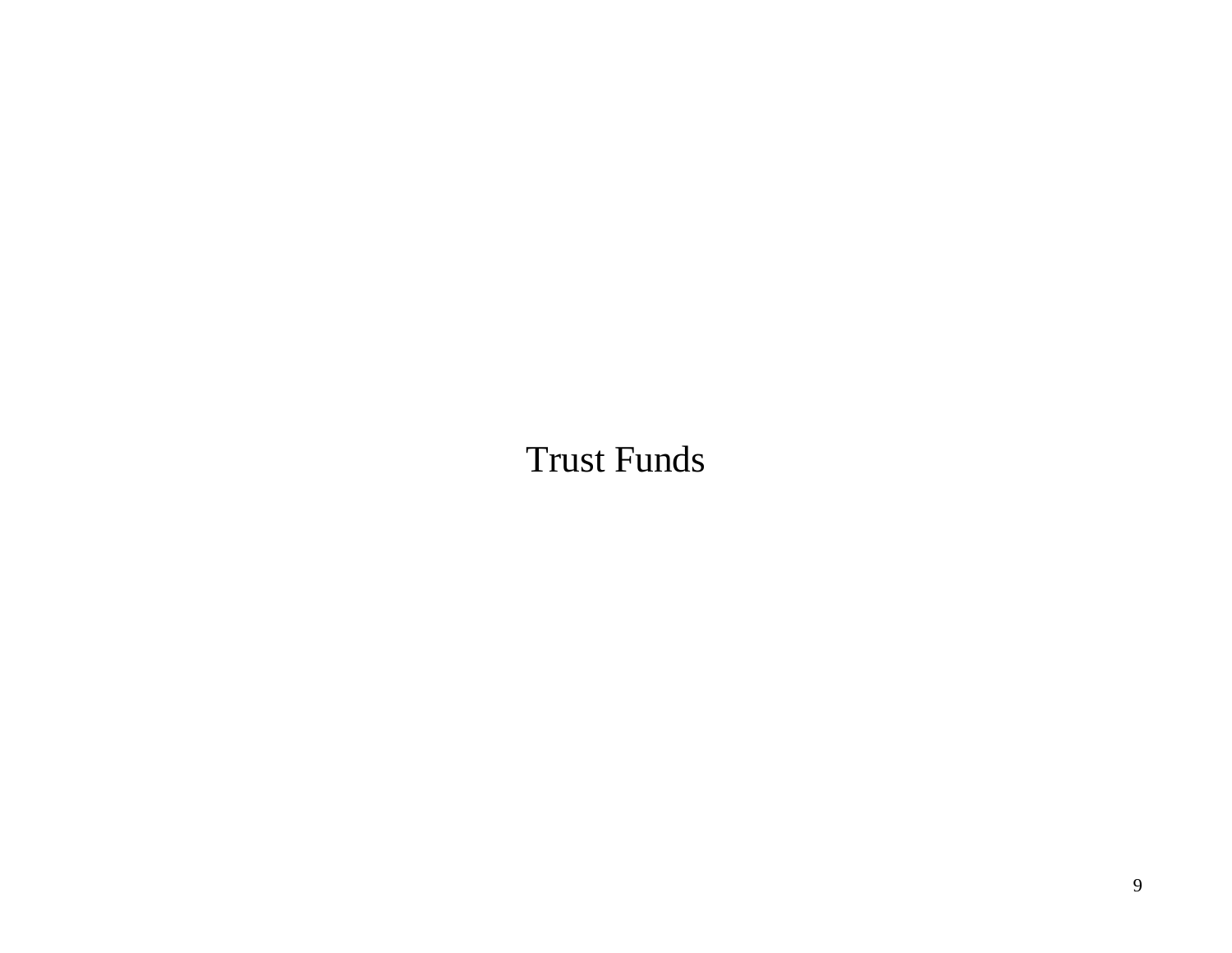# Trust Funds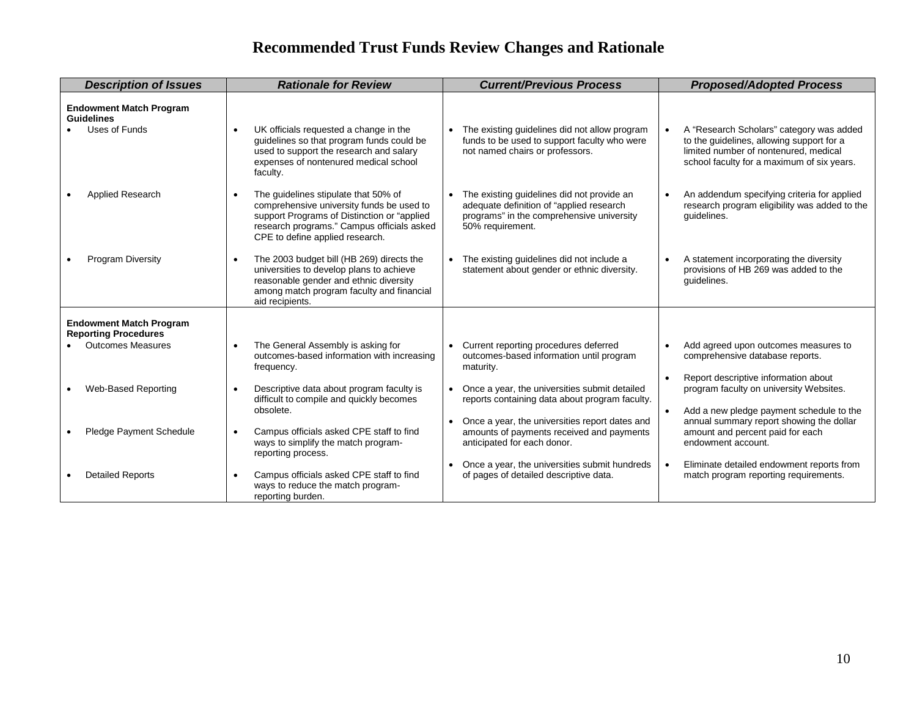# Recommended Trust Funds Review Changes and Rationale

| *Description of Issues* | *Rationale for Review* | *Current/Previous Process* | *Proposed/Adopted Process* |
|---|---|---|---|
| **Endowment Match Program Guidelines** | | | |
| • Uses of Funds | • UK officials requested a change in the guidelines so that program funds could be used to support the research and salary expenses of nontenured medical school faculty. | • The existing guidelines did not allow program funds to be used to support faculty who were not named chairs or professors. | • A "Research Scholars" category was added to the guidelines, allowing support for a limited number of nontenured, medical school faculty for a maximum of six years. |
| • Applied Research | • The guidelines stipulate that 50% of comprehensive university funds be used to support Programs of Distinction or "applied research programs." Campus officials asked CPE to define applied research. | • The existing guidelines did not provide an adequate definition of "applied research programs" in the comprehensive university 50% requirement. | • An addendum specifying criteria for applied research program eligibility was added to the guidelines. |
| • Program Diversity | • The 2003 budget bill (HB 269) directs the universities to develop plans to achieve reasonable gender and ethnic diversity among match program faculty and financial aid recipients. | • The existing guidelines did not include a statement about gender or ethnic diversity. | • A statement incorporating the diversity provisions of HB 269 was added to the guidelines. |
| **Endowment Match Program Reporting Procedures** | | | |
| • Outcomes Measures | • The General Assembly is asking for outcomes-based information with increasing frequency. | • Current reporting procedures deferred outcomes-based information until program maturity. | • Add agreed upon outcomes measures to comprehensive database reports. |
| • Web-Based Reporting | • Descriptive data about program faculty is difficult to compile and quickly becomes obsolete. | • Once a year, the universities submit detailed reports containing data about program faculty. | • Report descriptive information about program faculty on university Websites. |
| • Pledge Payment Schedule | • Campus officials asked CPE staff to find ways to simplify the match program-reporting process. | • Once a year, the universities report dates and amounts of payments received and payments anticipated for each donor. | • Add a new pledge payment schedule to the annual summary report showing the dollar amount and percent paid for each endowment account. |
| • Detailed Reports | • Campus officials asked CPE staff to find ways to reduce the match program-reporting burden. | • Once a year, the universities submit hundreds of pages of detailed descriptive data. | • Eliminate detailed endowment reports from match program reporting requirements. |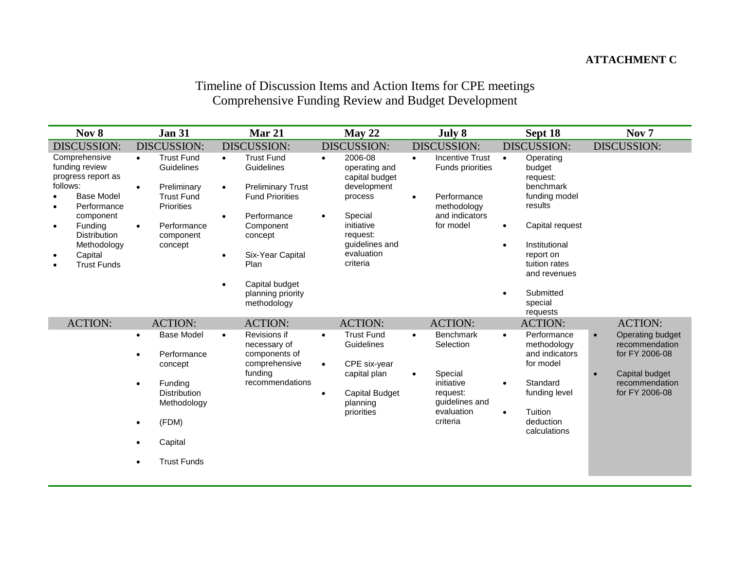**ATTACHMENT C**

# Timeline of Discussion Items and Action Items for CPE meetings
## Comprehensive Funding Review and Budget Development

| Nov 8 | Jan 31 | Mar 21 | May 22 | July 8 | Sept 18 | Nov 7 |
|---|---|---|---|---|---|---|
| DISCUSSION: | DISCUSSION: | DISCUSSION: | DISCUSSION: | DISCUSSION: | DISCUSSION: | DISCUSSION: |
| Comprehensive funding review progress report as follows: • Base Model • Performance component • Funding Distribution Methodology • Capital • Trust Funds | • Trust Fund Guidelines • Preliminary Trust Fund Priorities • Performance component concept | • Trust Fund Guidelines • Preliminary Trust Fund Priorities • Performance Component concept • Six-Year Capital Plan • Capital budget planning priority methodology | • 2006-08 operating and capital budget development process • Special initiative request: guidelines and evaluation criteria | • Incentive Trust Funds priorities • Performance methodology and indicators for model | • Operating budget request: benchmark funding model results • Capital request • Institutional report on tuition rates and revenues • Submitted special requests | |
| ACTION: | ACTION: | ACTION: | ACTION: | ACTION: | ACTION: | ACTION: |
| | • Base Model • Performance concept • Funding Distribution Methodology • (FDM) • Capital • Trust Funds | • Revisions if necessary of components of comprehensive funding recommendations | • Trust Fund Guidelines • CPE six-year capital plan • Capital Budget planning priorities | • Benchmark Selection • Special initiative request: guidelines and evaluation criteria | • Performance methodology and indicators for model • Standard funding level • Tuition deduction calculations | • Operating budget recommendation for FY 2006-08 • Capital budget recommendation for FY 2006-08 |